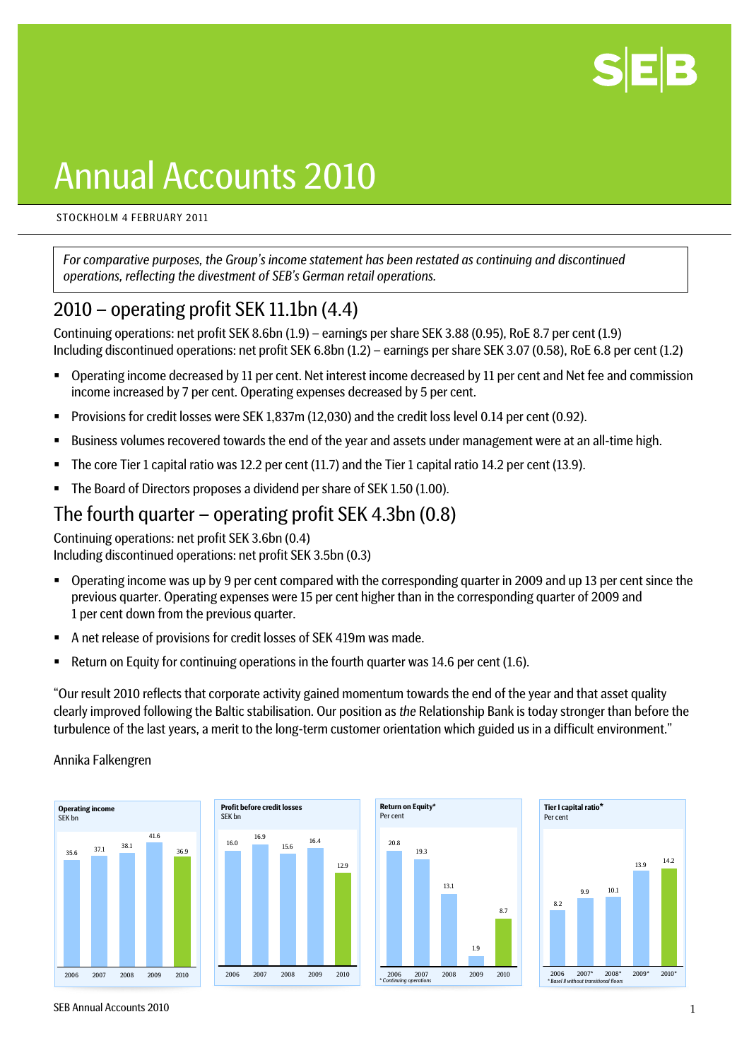# Annual Accounts 2010

STOCKHOLM 4 FEBRUARY 2011

*For comparative purposes, the Group's income statement has been restated as continuing and discontinued operations, reflecting the divestment of SEB's German retail operations.*

## 2010 – operating profit SEK 11.1bn (4.4)

Continuing operations: net profit SEK 8.6bn (1.9) – earnings per share SEK 3.88 (0.95), RoE 8.7 per cent (1.9)
Including discontinued operations: net profit SEK 6.8bn (1.2) – earnings per share SEK 3.07 (0.58), RoE 6.8 per cent (1.2)

- Operating income decreased by 11 per cent. Net interest income decreased by 11 per cent and Net fee and commission income increased by 7 per cent. Operating expenses decreased by 5 per cent.
- Provisions for credit losses were SEK 1,837m (12,030) and the credit loss level 0.14 per cent (0.92).
- Business volumes recovered towards the end of the year and assets under management were at an all-time high.
- The core Tier 1 capital ratio was 12.2 per cent (11.7) and the Tier 1 capital ratio 14.2 per cent (13.9).
- The Board of Directors proposes a dividend per share of SEK 1.50 (1.00).

## The fourth quarter – operating profit SEK 4.3bn (0.8)

Continuing operations: net profit SEK 3.6bn (0.4)
Including discontinued operations: net profit SEK 3.5bn (0.3)

- Operating income was up by 9 per cent compared with the corresponding quarter in 2009 and up 13 per cent since the previous quarter. Operating expenses were 15 per cent higher than in the corresponding quarter of 2009 and 1 per cent down from the previous quarter.
- A net release of provisions for credit losses of SEK 419m was made.
- Return on Equity for continuing operations in the fourth quarter was 14.6 per cent (1.6).

"Our result 2010 reflects that corporate activity gained momentum towards the end of the year and that asset quality clearly improved following the Baltic stabilisation. Our position as *the* Relationship Bank is today stronger than before the turbulence of the last years, a merit to the long-term customer orientation which guided us in a difficult environment."

Annika Falkengren

**Operating income**
SEK bn

| 2006 | 2007 | 2008 | 2009 | 2010 |
|---|---|---|---|---|
| 35.6 | 37.1 | 38.1 | 41.6 | 36.9 |

**Profit before credit losses**
SEK bn

| 2006 | 2007 | 2008 | 2009 | 2010 |
|---|---|---|---|---|
| 16.0 | 16.9 | 15.6 | 16.4 | 12.9 |

**Return on Equity***
Per cent

| 2006 | 2007 | 2008 | 2009 | 2010 |
|---|---|---|---|---|
| 20.8 | 19.3 | 13.1 | 1.9 | 8.7 |

\* Continuing operations

**Tier I capital ratio***
Per cent

| 2006 | 2007* | 2008* | 2009* | 2010* |
|---|---|---|---|---|
| 8.2 | 9.9 | 10.1 | 13.9 | 14.2 |

\* Basel II without transitional floors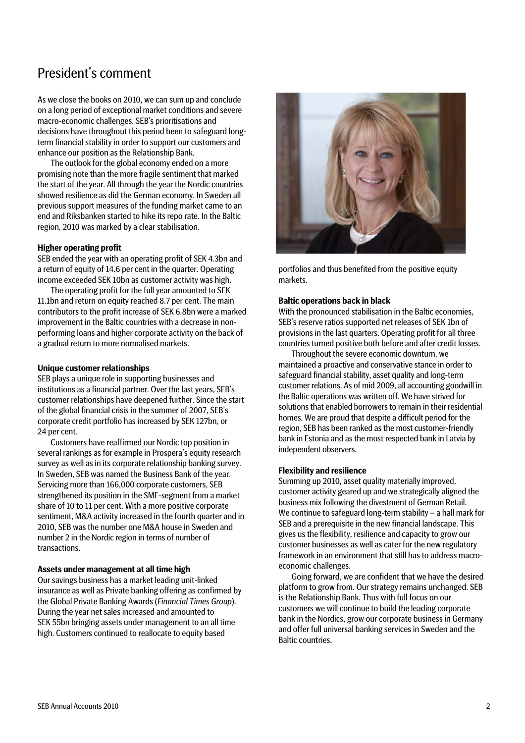# President's comment

As we close the books on 2010, we can sum up and conclude on a long period of exceptional market conditions and severe macro-economic challenges. SEB's prioritisations and decisions have throughout this period been to safeguard long-term financial stability in order to support our customers and enhance our position as the Relationship Bank.

The outlook for the global economy ended on a more promising note than the more fragile sentiment that marked the start of the year. All through the year the Nordic countries showed resilience as did the German economy. In Sweden all previous support measures of the funding market came to an end and Riksbanken started to hike its repo rate. In the Baltic region, 2010 was marked by a clear stabilisation.

**Higher operating profit**

SEB ended the year with an operating profit of SEK 4.3bn and a return of equity of 14.6 per cent in the quarter. Operating income exceeded SEK 10bn as customer activity was high.

The operating profit for the full year amounted to SEK 11.1bn and return on equity reached 8.7 per cent. The main contributors to the profit increase of SEK 6.8bn were a marked improvement in the Baltic countries with a decrease in non-performing loans and higher corporate activity on the back of a gradual return to more normalised markets.

**Unique customer relationships**

SEB plays a unique role in supporting businesses and institutions as a financial partner. Over the last years, SEB's customer relationships have deepened further. Since the start of the global financial crisis in the summer of 2007, SEB's corporate credit portfolio has increased by SEK 127bn, or 24 per cent.

Customers have reaffirmed our Nordic top position in several rankings as for example in Prospera's equity research survey as well as in its corporate relationship banking survey. In Sweden, SEB was named the Business Bank of the year. Servicing more than 166,000 corporate customers, SEB strengthened its position in the SME-segment from a market share of 10 to 11 per cent. With a more positive corporate sentiment, M&A activity increased in the fourth quarter and in 2010, SEB was the number one M&A house in Sweden and number 2 in the Nordic region in terms of number of transactions.

**Assets under management at all time high**

Our savings business has a market leading unit-linked insurance as well as Private banking offering as confirmed by the Global Private Banking Awards (*Financial Times Group*). During the year net sales increased and amounted to SEK 55bn bringing assets under management to an all time high. Customers continued to reallocate to equity based portfolios and thus benefited from the positive equity markets.

**Baltic operations back in black**

With the pronounced stabilisation in the Baltic economies, SEB's reserve ratios supported net releases of SEK 1bn of provisions in the last quarters. Operating profit for all three countries turned positive both before and after credit losses.

Throughout the severe economic downturn, we maintained a proactive and conservative stance in order to safeguard financial stability, asset quality and long-term customer relations. As of mid 2009, all accounting goodwill in the Baltic operations was written off. We have strived for solutions that enabled borrowers to remain in their residential homes. We are proud that despite a difficult period for the region, SEB has been ranked as the most customer-friendly bank in Estonia and as the most respected bank in Latvia by independent observers.

**Flexibility and resilience**

Summing up 2010, asset quality materially improved, customer activity geared up and we strategically aligned the business mix following the divestment of German Retail. We continue to safeguard long-term stability – a hall mark for SEB and a prerequisite in the new financial landscape. This gives us the flexibility, resilience and capacity to grow our customer businesses as well as cater for the new regulatory framework in an environment that still has to address macro-economic challenges.

Going forward, we are confident that we have the desired platform to grow from. Our strategy remains unchanged. SEB is the Relationship Bank. Thus with full focus on our customers we will continue to build the leading corporate bank in the Nordics, grow our corporate business in Germany and offer full universal banking services in Sweden and the Baltic countries.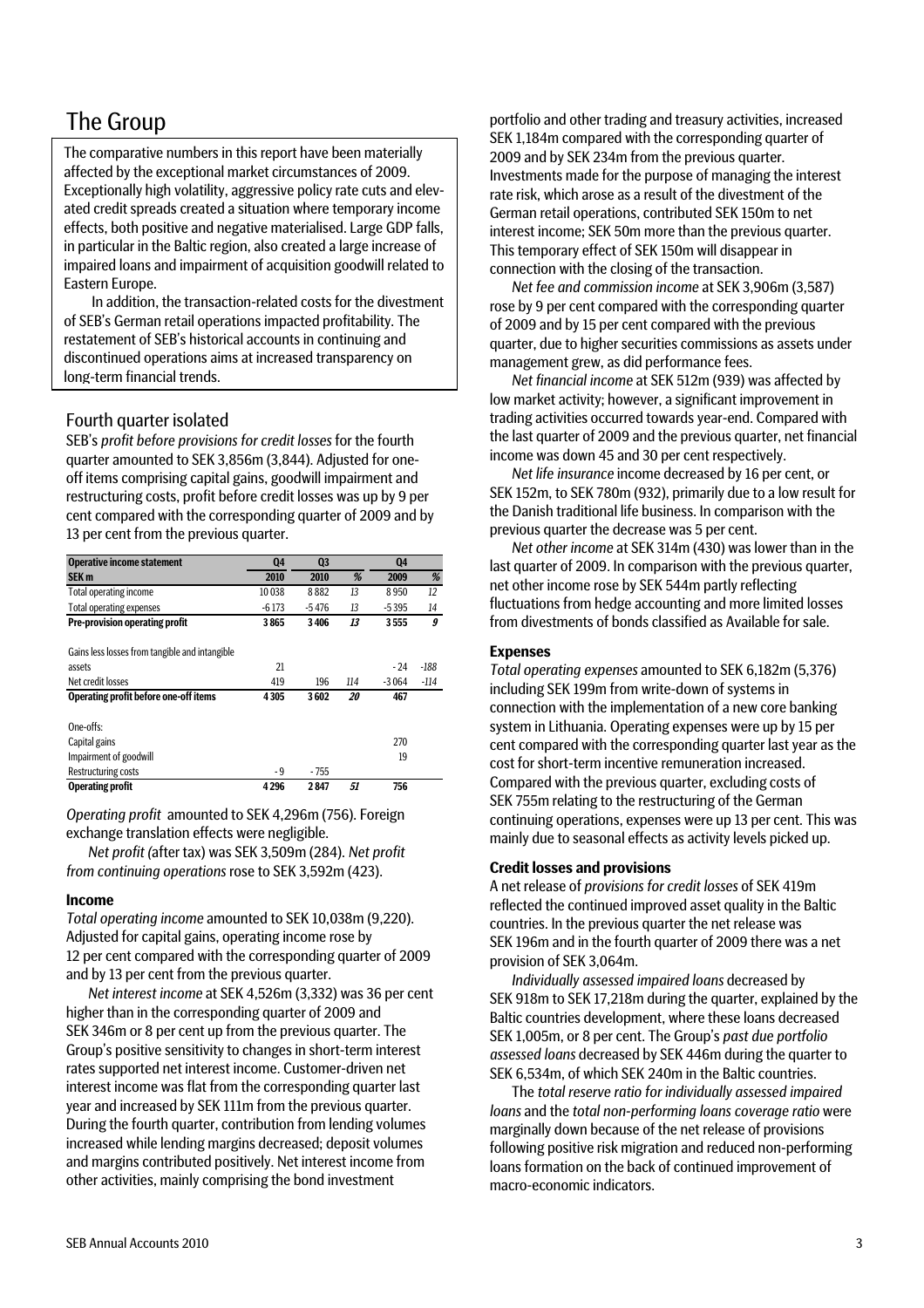# The Group

The comparative numbers in this report have been materially affected by the exceptional market circumstances of 2009. Exceptionally high volatility, aggressive policy rate cuts and elevated credit spreads created a situation where temporary income effects, both positive and negative materialised. Large GDP falls, in particular in the Baltic region, also created a large increase of impaired loans and impairment of acquisition goodwill related to Eastern Europe.

In addition, the transaction-related costs for the divestment of SEB's German retail operations impacted profitability. The restatement of SEB's historical accounts in continuing and discontinued operations aims at increased transparency on long-term financial trends.

## Fourth quarter isolated

SEB's *profit before provisions for credit losses* for the fourth quarter amounted to SEK 3,856m (3,844). Adjusted for one-off items comprising capital gains, goodwill impairment and restructuring costs, profit before credit losses was up by 9 per cent compared with the corresponding quarter of 2009 and by 13 per cent from the previous quarter.

| **Operative income statement** | **Q4** | **Q3** | | **Q4** | |
|---|---|---|---|---|---|
| **SEK m** | **2010** | **2010** | **%** | **2009** | **%** |
| Total operating income | 10 038 | 8 882 | 13 | 8 950 | 12 |
| Total operating expenses | -6 173 | -5 476 | 13 | -5 395 | 14 |
| **Pre-provision operating profit** | **3 865** | **3 406** | **13** | **3 555** | **9** |
| | | | | | |
| Gains less losses from tangible and intangible assets | 21 | | | - 24 | -188 |
| Net credit losses | 419 | 196 | 114 | -3 064 | -114 |
| **Operating profit before one-off items** | **4 305** | **3 602** | **20** | **467** | |
| | | | | | |
| One-offs: | | | | | |
| Capital gains | | | | 270 | |
| Impairment of goodwill | | | | 19 | |
| Restructuring costs | - 9 | - 755 | | | |
| **Operating profit** | **4 296** | **2 847** | **51** | **756** | |

*Operating profit* amounted to SEK 4,296m (756). Foreign exchange translation effects were negligible.

*Net profit (*after tax) was SEK 3,509m (284). *Net profit from continuing operations* rose to SEK 3,592m (423).

#### Income

*Total operating income* amounted to SEK 10,038m (9,220). Adjusted for capital gains, operating income rose by 12 per cent compared with the corresponding quarter of 2009 and by 13 per cent from the previous quarter.

*Net interest income* at SEK 4,526m (3,332) was 36 per cent higher than in the corresponding quarter of 2009 and SEK 346m or 8 per cent up from the previous quarter. The Group's positive sensitivity to changes in short-term interest rates supported net interest income. Customer-driven net interest income was flat from the corresponding quarter last year and increased by SEK 111m from the previous quarter. During the fourth quarter, contribution from lending volumes increased while lending margins decreased; deposit volumes and margins contributed positively. Net interest income from other activities, mainly comprising the bond investment portfolio and other trading and treasury activities, increased SEK 1,184m compared with the corresponding quarter of 2009 and by SEK 234m from the previous quarter. Investments made for the purpose of managing the interest rate risk, which arose as a result of the divestment of the German retail operations, contributed SEK 150m to net interest income; SEK 50m more than the previous quarter. This temporary effect of SEK 150m will disappear in connection with the closing of the transaction.

*Net fee and commission income* at SEK 3,906m (3,587) rose by 9 per cent compared with the corresponding quarter of 2009 and by 15 per cent compared with the previous quarter, due to higher securities commissions as assets under management grew, as did performance fees.

*Net financial income* at SEK 512m (939) was affected by low market activity; however, a significant improvement in trading activities occurred towards year-end. Compared with the last quarter of 2009 and the previous quarter, net financial income was down 45 and 30 per cent respectively.

*Net life insurance* income decreased by 16 per cent, or SEK 152m, to SEK 780m (932), primarily due to a low result for the Danish traditional life business. In comparison with the previous quarter the decrease was 5 per cent.

*Net other income* at SEK 314m (430) was lower than in the last quarter of 2009. In comparison with the previous quarter, net other income rose by SEK 544m partly reflecting fluctuations from hedge accounting and more limited losses from divestments of bonds classified as Available for sale.

#### Expenses

*Total operating expenses* amounted to SEK 6,182m (5,376) including SEK 199m from write-down of systems in connection with the implementation of a new core banking system in Lithuania. Operating expenses were up by 15 per cent compared with the corresponding quarter last year as the cost for short-term incentive remuneration increased. Compared with the previous quarter, excluding costs of SEK 755m relating to the restructuring of the German continuing operations, expenses were up 13 per cent. This was mainly due to seasonal effects as activity levels picked up.

#### Credit losses and provisions

A net release of *provisions for credit losses* of SEK 419m reflected the continued improved asset quality in the Baltic countries. In the previous quarter the net release was SEK 196m and in the fourth quarter of 2009 there was a net provision of SEK 3,064m.

*Individually assessed impaired loans* decreased by SEK 918m to SEK 17,218m during the quarter, explained by the Baltic countries development, where these loans decreased SEK 1,005m, or 8 per cent. The Group's *past due portfolio assessed loans* decreased by SEK 446m during the quarter to SEK 6,534m, of which SEK 240m in the Baltic countries.

The *total reserve ratio for individually assessed impaired loans* and the *total non-performing loans coverage ratio* were marginally down because of the net release of provisions following positive risk migration and reduced non-performing loans formation on the back of continued improvement of macro-economic indicators.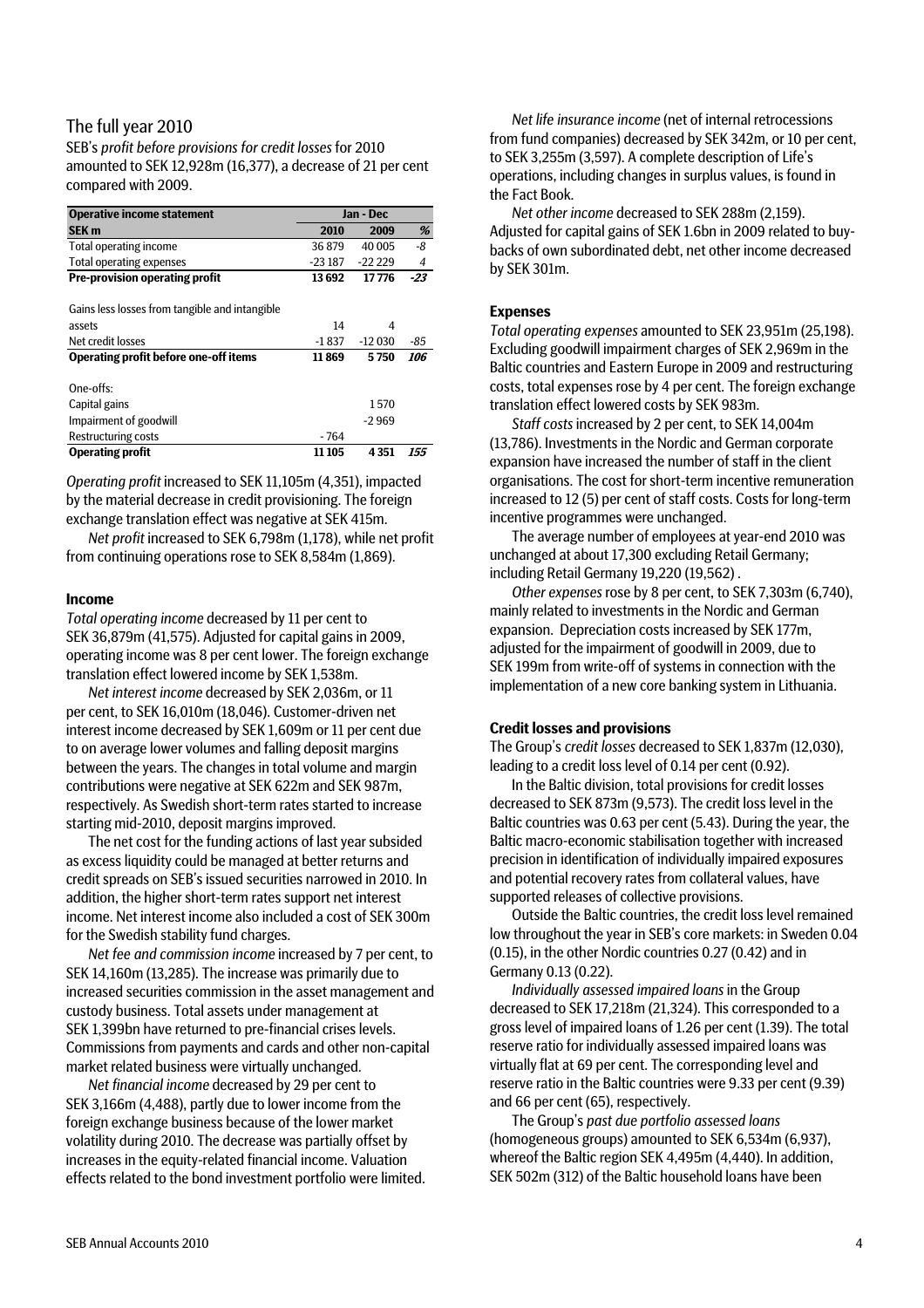## The full year 2010

SEB's *profit before provisions for credit losses* for 2010 amounted to SEK 12,928m (16,377), a decrease of 21 per cent compared with 2009.

| **Operative income statement** | **Jan - Dec** | | |
|---|---|---|---|
| **SEK m** | **2010** | **2009** | **%** |
| Total operating income | 36 879 | 40 005 | -8 |
| Total operating expenses | -23 187 | -22 229 | 4 |
| **Pre-provision operating profit** | **13 692** | **17 776** | **-23** |
| | | | |
| Gains less losses from tangible and intangible assets | 14 | 4 | |
| Net credit losses | -1 837 | -12 030 | -85 |
| **Operating profit before one-off items** | **11 869** | **5 750** | **106** |
| | | | |
| One-offs: | | | |
| Capital gains | | 1 570 | |
| Impairment of goodwill | | -2 969 | |
| Restructuring costs | - 764 | | |
| **Operating profit** | **11 105** | **4 351** | **155** |

*Operating profit* increased to SEK 11,105m (4,351), impacted by the material decrease in credit provisioning. The foreign exchange translation effect was negative at SEK 415m.

*Net profit* increased to SEK 6,798m (1,178), while net profit from continuing operations rose to SEK 8,584m (1,869).

### Income

*Total operating income* decreased by 11 per cent to SEK 36,879m (41,575). Adjusted for capital gains in 2009, operating income was 8 per cent lower. The foreign exchange translation effect lowered income by SEK 1,538m.

*Net interest income* decreased by SEK 2,036m, or 11 per cent, to SEK 16,010m (18,046). Customer-driven net interest income decreased by SEK 1,609m or 11 per cent due to on average lower volumes and falling deposit margins between the years. The changes in total volume and margin contributions were negative at SEK 622m and SEK 987m, respectively. As Swedish short-term rates started to increase starting mid-2010, deposit margins improved.

The net cost for the funding actions of last year subsided as excess liquidity could be managed at better returns and credit spreads on SEB's issued securities narrowed in 2010. In addition, the higher short-term rates support net interest income. Net interest income also included a cost of SEK 300m for the Swedish stability fund charges.

*Net fee and commission income* increased by 7 per cent, to SEK 14,160m (13,285). The increase was primarily due to increased securities commission in the asset management and custody business. Total assets under management at SEK 1,399bn have returned to pre-financial crises levels. Commissions from payments and cards and other non-capital market related business were virtually unchanged.

*Net financial income* decreased by 29 per cent to SEK 3,166m (4,488), partly due to lower income from the foreign exchange business because of the lower market volatility during 2010. The decrease was partially offset by increases in the equity-related financial income. Valuation effects related to the bond investment portfolio were limited.

*Net life insurance income* (net of internal retrocessions from fund companies) decreased by SEK 342m, or 10 per cent, to SEK 3,255m (3,597). A complete description of Life's operations, including changes in surplus values, is found in the Fact Book.

*Net other income* decreased to SEK 288m (2,159). Adjusted for capital gains of SEK 1.6bn in 2009 related to buy-backs of own subordinated debt, net other income decreased by SEK 301m.

### Expenses

*Total operating expenses* amounted to SEK 23,951m (25,198). Excluding goodwill impairment charges of SEK 2,969m in the Baltic countries and Eastern Europe in 2009 and restructuring costs, total expenses rose by 4 per cent. The foreign exchange translation effect lowered costs by SEK 983m.

*Staff costs* increased by 2 per cent, to SEK 14,004m (13,786). Investments in the Nordic and German corporate expansion have increased the number of staff in the client organisations. The cost for short-term incentive remuneration increased to 12 (5) per cent of staff costs. Costs for long-term incentive programmes were unchanged.

The average number of employees at year-end 2010 was unchanged at about 17,300 excluding Retail Germany; including Retail Germany 19,220 (19,562) .

*Other expenses* rose by 8 per cent, to SEK 7,303m (6,740), mainly related to investments in the Nordic and German expansion. Depreciation costs increased by SEK 177m, adjusted for the impairment of goodwill in 2009, due to SEK 199m from write-off of systems in connection with the implementation of a new core banking system in Lithuania.

### Credit losses and provisions

The Group's *credit losses* decreased to SEK 1,837m (12,030), leading to a credit loss level of 0.14 per cent (0.92).

In the Baltic division, total provisions for credit losses decreased to SEK 873m (9,573). The credit loss level in the Baltic countries was 0.63 per cent (5.43). During the year, the Baltic macro-economic stabilisation together with increased precision in identification of individually impaired exposures and potential recovery rates from collateral values, have supported releases of collective provisions.

Outside the Baltic countries, the credit loss level remained low throughout the year in SEB's core markets: in Sweden 0.04 (0.15), in the other Nordic countries 0.27 (0.42) and in Germany 0.13 (0.22).

*Individually assessed impaired loans* in the Group decreased to SEK 17,218m (21,324). This corresponded to a gross level of impaired loans of 1.26 per cent (1.39). The total reserve ratio for individually assessed impaired loans was virtually flat at 69 per cent. The corresponding level and reserve ratio in the Baltic countries were 9.33 per cent (9.39) and 66 per cent (65), respectively.

The Group's *past due portfolio assessed loans* (homogeneous groups) amounted to SEK 6,534m (6,937), whereof the Baltic region SEK 4,495m (4,440). In addition, SEK 502m (312) of the Baltic household loans have been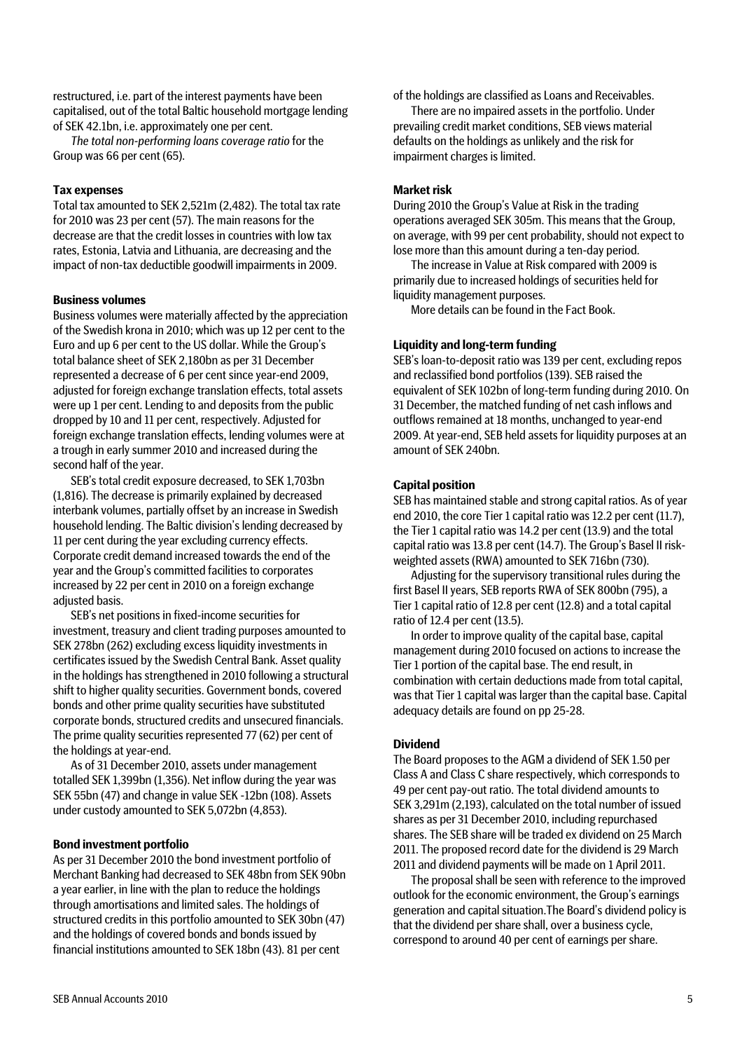restructured, i.e. part of the interest payments have been capitalised, out of the total Baltic household mortgage lending of SEK 42.1bn, i.e. approximately one per cent.

*The total non-performing loans coverage ratio* for the Group was 66 per cent (65).

#### Tax expenses

Total tax amounted to SEK 2,521m (2,482). The total tax rate for 2010 was 23 per cent (57). The main reasons for the decrease are that the credit losses in countries with low tax rates, Estonia, Latvia and Lithuania, are decreasing and the impact of non-tax deductible goodwill impairments in 2009.

#### Business volumes

Business volumes were materially affected by the appreciation of the Swedish krona in 2010; which was up 12 per cent to the Euro and up 6 per cent to the US dollar. While the Group's total balance sheet of SEK 2,180bn as per 31 December represented a decrease of 6 per cent since year-end 2009, adjusted for foreign exchange translation effects, total assets were up 1 per cent. Lending to and deposits from the public dropped by 10 and 11 per cent, respectively. Adjusted for foreign exchange translation effects, lending volumes were at a trough in early summer 2010 and increased during the second half of the year.

SEB's total credit exposure decreased, to SEK 1,703bn (1,816). The decrease is primarily explained by decreased interbank volumes, partially offset by an increase in Swedish household lending. The Baltic division's lending decreased by 11 per cent during the year excluding currency effects. Corporate credit demand increased towards the end of the year and the Group's committed facilities to corporates increased by 22 per cent in 2010 on a foreign exchange adjusted basis.

SEB's net positions in fixed-income securities for investment, treasury and client trading purposes amounted to SEK 278bn (262) excluding excess liquidity investments in certificates issued by the Swedish Central Bank. Asset quality in the holdings has strengthened in 2010 following a structural shift to higher quality securities. Government bonds, covered bonds and other prime quality securities have substituted corporate bonds, structured credits and unsecured financials. The prime quality securities represented 77 (62) per cent of the holdings at year-end.

As of 31 December 2010, assets under management totalled SEK 1,399bn (1,356). Net inflow during the year was SEK 55bn (47) and change in value SEK -12bn (108). Assets under custody amounted to SEK 5,072bn (4,853).

#### Bond investment portfolio

As per 31 December 2010 the bond investment portfolio of Merchant Banking had decreased to SEK 48bn from SEK 90bn a year earlier, in line with the plan to reduce the holdings through amortisations and limited sales. The holdings of structured credits in this portfolio amounted to SEK 30bn (47) and the holdings of covered bonds and bonds issued by financial institutions amounted to SEK 18bn (43). 81 per cent of the holdings are classified as Loans and Receivables.

There are no impaired assets in the portfolio. Under prevailing credit market conditions, SEB views material defaults on the holdings as unlikely and the risk for impairment charges is limited.

#### Market risk

During 2010 the Group's Value at Risk in the trading operations averaged SEK 305m. This means that the Group, on average, with 99 per cent probability, should not expect to lose more than this amount during a ten-day period.

The increase in Value at Risk compared with 2009 is primarily due to increased holdings of securities held for liquidity management purposes.

More details can be found in the Fact Book.

#### Liquidity and long-term funding

SEB's loan-to-deposit ratio was 139 per cent, excluding repos and reclassified bond portfolios (139). SEB raised the equivalent of SEK 102bn of long-term funding during 2010. On 31 December, the matched funding of net cash inflows and outflows remained at 18 months, unchanged to year-end 2009. At year-end, SEB held assets for liquidity purposes at an amount of SEK 240bn.

#### Capital position

SEB has maintained stable and strong capital ratios. As of year end 2010, the core Tier 1 capital ratio was 12.2 per cent (11.7), the Tier 1 capital ratio was 14.2 per cent (13.9) and the total capital ratio was 13.8 per cent (14.7). The Group's Basel II risk-weighted assets (RWA) amounted to SEK 716bn (730).

Adjusting for the supervisory transitional rules during the first Basel II years, SEB reports RWA of SEK 800bn (795), a Tier 1 capital ratio of 12.8 per cent (12.8) and a total capital ratio of 12.4 per cent (13.5).

In order to improve quality of the capital base, capital management during 2010 focused on actions to increase the Tier 1 portion of the capital base. The end result, in combination with certain deductions made from total capital, was that Tier 1 capital was larger than the capital base. Capital adequacy details are found on pp 25-28.

#### Dividend

The Board proposes to the AGM a dividend of SEK 1.50 per Class A and Class C share respectively, which corresponds to 49 per cent pay-out ratio. The total dividend amounts to SEK 3,291m (2,193), calculated on the total number of issued shares as per 31 December 2010, including repurchased shares. The SEB share will be traded ex dividend on 25 March 2011. The proposed record date for the dividend is 29 March 2011 and dividend payments will be made on 1 April 2011.

The proposal shall be seen with reference to the improved outlook for the economic environment, the Group's earnings generation and capital situation.The Board's dividend policy is that the dividend per share shall, over a business cycle, correspond to around 40 per cent of earnings per share.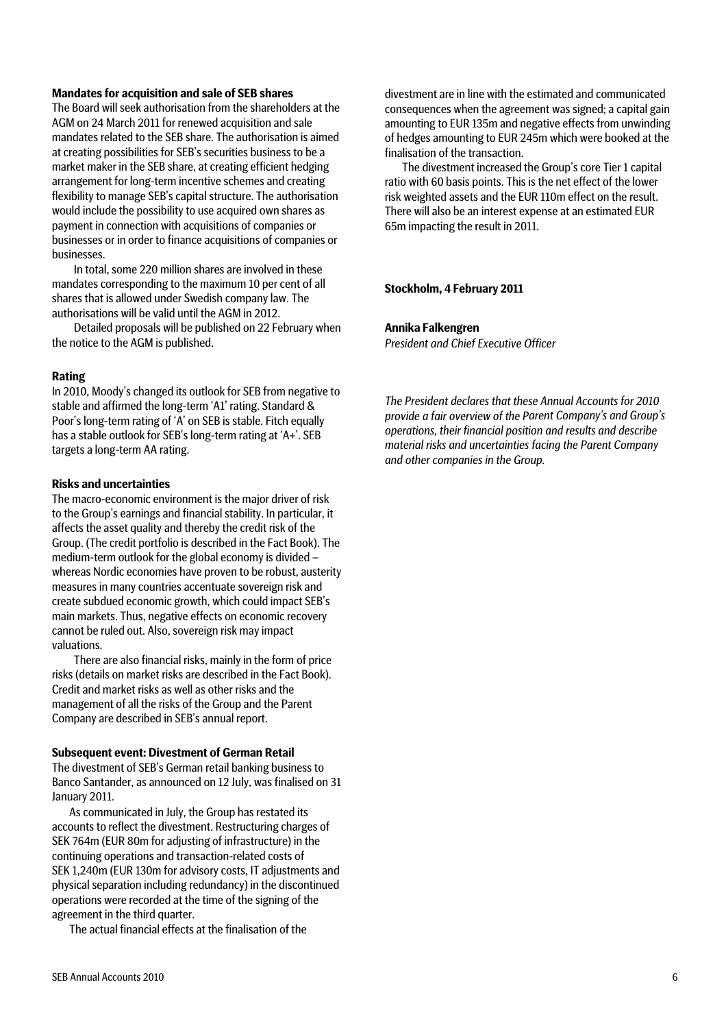### Mandates for acquisition and sale of SEB shares

The Board will seek authorisation from the shareholders at the AGM on 24 March 2011 for renewed acquisition and sale mandates related to the SEB share. The authorisation is aimed at creating possibilities for SEB's securities business to be a market maker in the SEB share, at creating efficient hedging arrangement for long-term incentive schemes and creating flexibility to manage SEB's capital structure. The authorisation would include the possibility to use acquired own shares as payment in connection with acquisitions of companies or businesses or in order to finance acquisitions of companies or businesses.

In total, some 220 million shares are involved in these mandates corresponding to the maximum 10 per cent of all shares that is allowed under Swedish company law. The authorisations will be valid until the AGM in 2012.

Detailed proposals will be published on 22 February when the notice to the AGM is published.

### Rating

In 2010, Moody's changed its outlook for SEB from negative to stable and affirmed the long-term 'A1' rating. Standard & Poor's long-term rating of 'A' on SEB is stable. Fitch equally has a stable outlook for SEB's long-term rating at 'A+'. SEB targets a long-term AA rating.

### Risks and uncertainties

The macro-economic environment is the major driver of risk to the Group's earnings and financial stability. In particular, it affects the asset quality and thereby the credit risk of the Group. (The credit portfolio is described in the Fact Book). The medium-term outlook for the global economy is divided – whereas Nordic economies have proven to be robust, austerity measures in many countries accentuate sovereign risk and create subdued economic growth, which could impact SEB's main markets. Thus, negative effects on economic recovery cannot be ruled out. Also, sovereign risk may impact valuations.

There are also financial risks, mainly in the form of price risks (details on market risks are described in the Fact Book). Credit and market risks as well as other risks and the management of all the risks of the Group and the Parent Company are described in SEB's annual report.

### Subsequent event: Divestment of German Retail

The divestment of SEB's German retail banking business to Banco Santander, as announced on 12 July, was finalised on 31 January 2011.

As communicated in July, the Group has restated its accounts to reflect the divestment. Restructuring charges of SEK 764m (EUR 80m for adjusting of infrastructure) in the continuing operations and transaction-related costs of SEK 1,240m (EUR 130m for advisory costs, IT adjustments and physical separation including redundancy) in the discontinued operations were recorded at the time of the signing of the agreement in the third quarter.

The actual financial effects at the finalisation of the divestment are in line with the estimated and communicated consequences when the agreement was signed; a capital gain amounting to EUR 135m and negative effects from unwinding of hedges amounting to EUR 245m which were booked at the finalisation of the transaction.

The divestment increased the Group's core Tier 1 capital ratio with 60 basis points. This is the net effect of the lower risk weighted assets and the EUR 110m effect on the result. There will also be an interest expense at an estimated EUR 65m impacting the result in 2011.

**Stockholm, 4 February 2011**

**Annika Falkengren**
*President and Chief Executive Officer*

*The President declares that these Annual Accounts for 2010 provide a fair overview of the Parent Company's and Group's operations, their financial position and results and describe material risks and uncertainties facing the Parent Company and other companies in the Group.*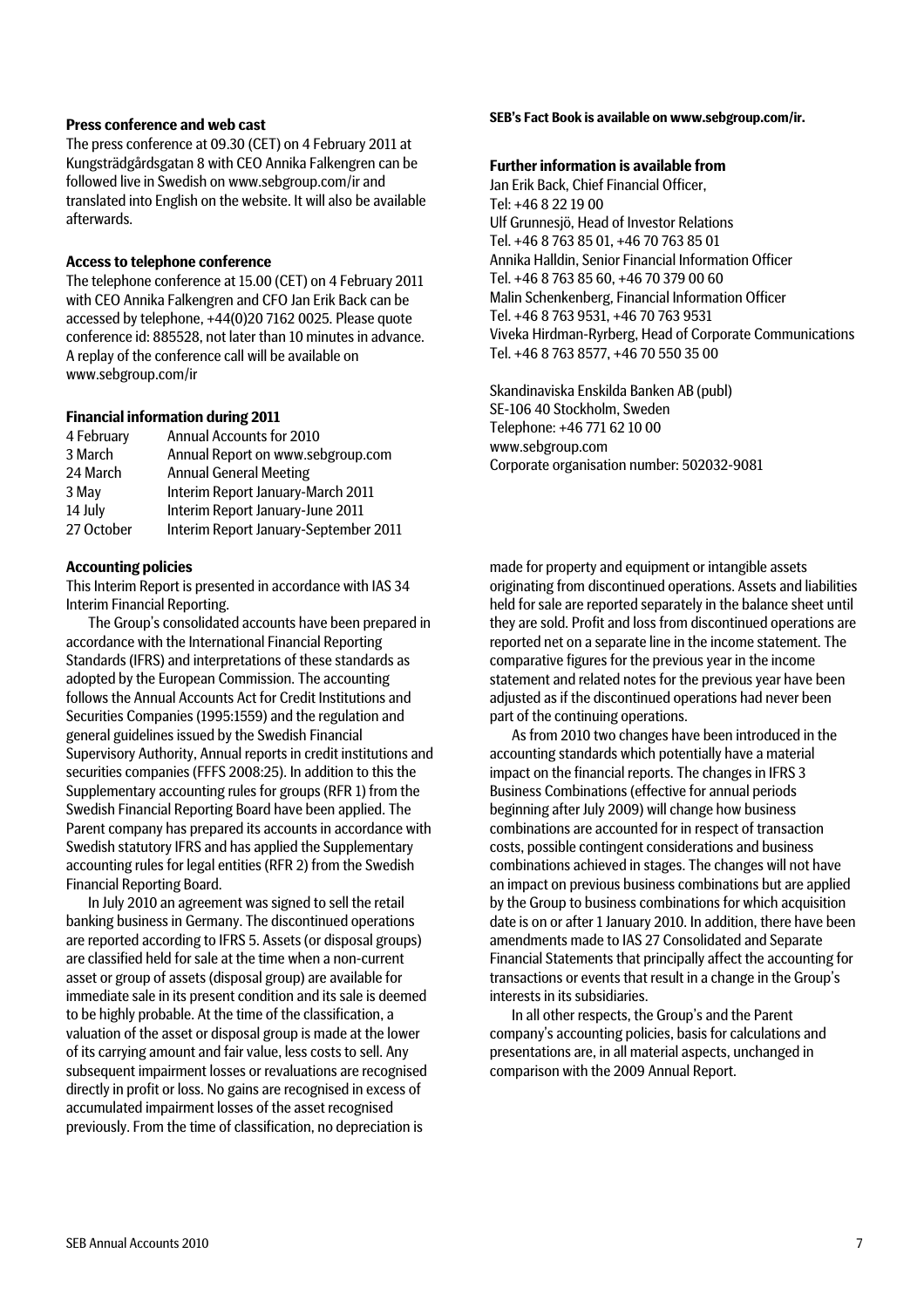### Press conference and web cast

The press conference at 09.30 (CET) on 4 February 2011 at Kungsträdgårdsgatan 8 with CEO Annika Falkengren can be followed live in Swedish on www.sebgroup.com/ir and translated into English on the website. It will also be available afterwards.

### Access to telephone conference

The telephone conference at 15.00 (CET) on 4 February 2011 with CEO Annika Falkengren and CFO Jan Erik Back can be accessed by telephone, +44(0)20 7162 0025. Please quote conference id: 885528, not later than 10 minutes in advance. A replay of the conference call will be available on www.sebgroup.com/ir

### Financial information during 2011

| | |
|---|---|
| 4 February | Annual Accounts for 2010 |
| 3 March | Annual Report on www.sebgroup.com |
| 24 March | Annual General Meeting |
| 3 May | Interim Report January-March 2011 |
| 14 July | Interim Report January-June 2011 |
| 27 October | Interim Report January-September 2011 |

**SEB's Fact Book is available on www.sebgroup.com/ir.**

### Further information is available from

Jan Erik Back, Chief Financial Officer,
Tel: +46 8 22 19 00
Ulf Grunnesjö, Head of Investor Relations
Tel. +46 8 763 85 01, +46 70 763 85 01
Annika Halldin, Senior Financial Information Officer
Tel. +46 8 763 85 60, +46 70 379 00 60
Malin Schenkenberg, Financial Information Officer
Tel. +46 8 763 9531, +46 70 763 9531
Viveka Hirdman-Ryrberg, Head of Corporate Communications
Tel. +46 8 763 8577, +46 70 550 35 00

Skandinaviska Enskilda Banken AB (publ)
SE-106 40 Stockholm, Sweden
Telephone: +46 771 62 10 00
www.sebgroup.com
Corporate organisation number: 502032-9081

### Accounting policies

This Interim Report is presented in accordance with IAS 34 Interim Financial Reporting.

The Group's consolidated accounts have been prepared in accordance with the International Financial Reporting Standards (IFRS) and interpretations of these standards as adopted by the European Commission. The accounting follows the Annual Accounts Act for Credit Institutions and Securities Companies (1995:1559) and the regulation and general guidelines issued by the Swedish Financial Supervisory Authority, Annual reports in credit institutions and securities companies (FFFS 2008:25). In addition to this the Supplementary accounting rules for groups (RFR 1) from the Swedish Financial Reporting Board have been applied. The Parent company has prepared its accounts in accordance with Swedish statutory IFRS and has applied the Supplementary accounting rules for legal entities (RFR 2) from the Swedish Financial Reporting Board.

In July 2010 an agreement was signed to sell the retail banking business in Germany. The discontinued operations are reported according to IFRS 5. Assets (or disposal groups) are classified held for sale at the time when a non-current asset or group of assets (disposal group) are available for immediate sale in its present condition and its sale is deemed to be highly probable. At the time of the classification, a valuation of the asset or disposal group is made at the lower of its carrying amount and fair value, less costs to sell. Any subsequent impairment losses or revaluations are recognised directly in profit or loss. No gains are recognised in excess of accumulated impairment losses of the asset recognised previously. From the time of classification, no depreciation is made for property and equipment or intangible assets originating from discontinued operations. Assets and liabilities held for sale are reported separately in the balance sheet until they are sold. Profit and loss from discontinued operations are reported net on a separate line in the income statement. The comparative figures for the previous year in the income statement and related notes for the previous year have been adjusted as if the discontinued operations had never been part of the continuing operations.

As from 2010 two changes have been introduced in the accounting standards which potentially have a material impact on the financial reports. The changes in IFRS 3 Business Combinations (effective for annual periods beginning after July 2009) will change how business combinations are accounted for in respect of transaction costs, possible contingent considerations and business combinations achieved in stages. The changes will not have an impact on previous business combinations but are applied by the Group to business combinations for which acquisition date is on or after 1 January 2010. In addition, there have been amendments made to IAS 27 Consolidated and Separate Financial Statements that principally affect the accounting for transactions or events that result in a change in the Group's interests in its subsidiaries.

In all other respects, the Group's and the Parent company's accounting policies, basis for calculations and presentations are, in all material aspects, unchanged in comparison with the 2009 Annual Report.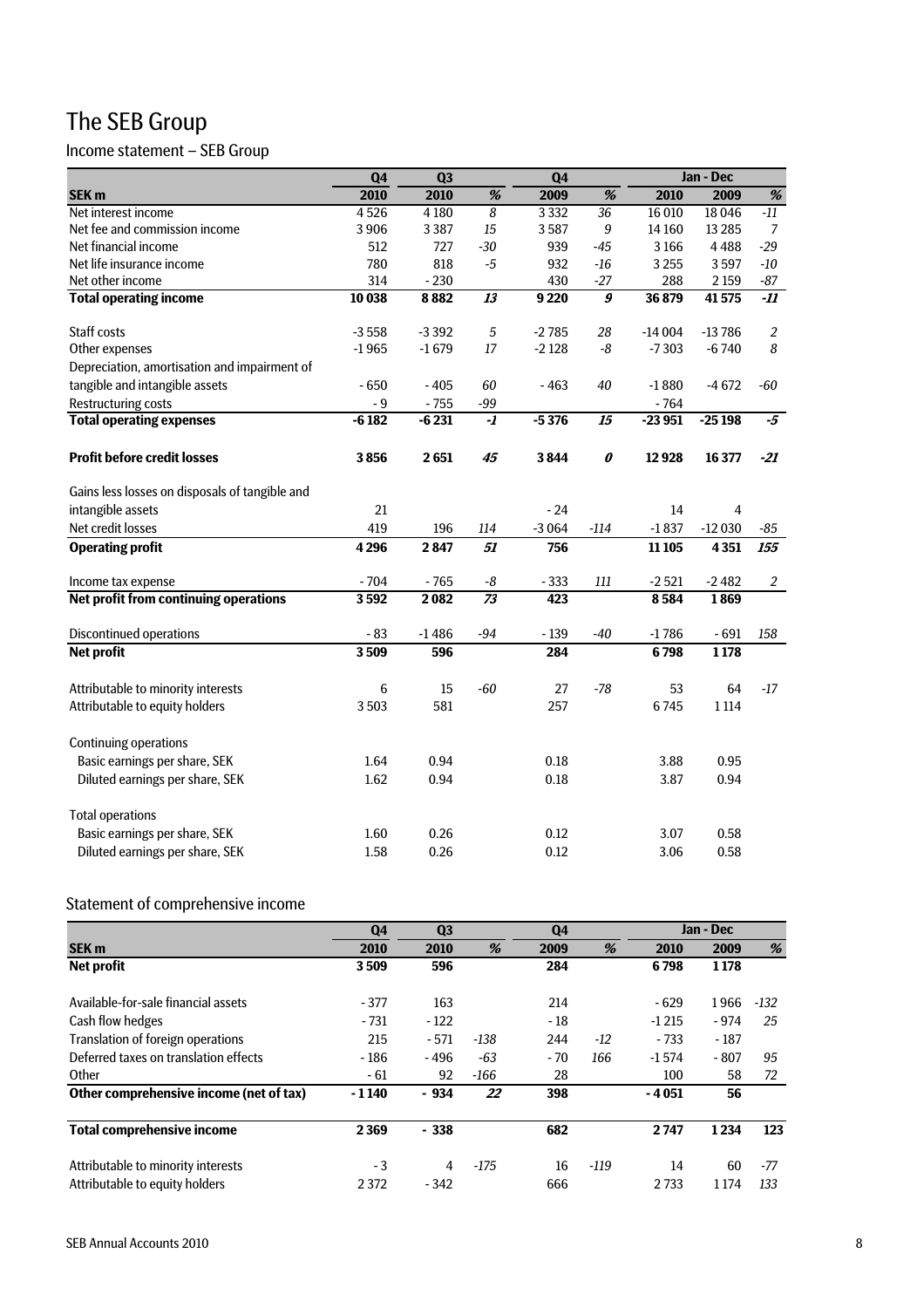# The SEB Group

## Income statement – SEB Group

| | Q4 | Q3 | | Q4 | | Jan - Dec | | |
|---|---|---|---|---|---|---|---|---|
| **SEK m** | **2010** | **2010** | **%** | **2009** | **%** | **2010** | **2009** | **%** |
| Net interest income | 4 526 | 4 180 | *8* | 3 332 | *36* | 16 010 | 18 046 | *-11* |
| Net fee and commission income | 3 906 | 3 387 | *15* | 3 587 | *9* | 14 160 | 13 285 | *7* |
| Net financial income | 512 | 727 | *-30* | 939 | *-45* | 3 166 | 4 488 | *-29* |
| Net life insurance income | 780 | 818 | *-5* | 932 | *-16* | 3 255 | 3 597 | *-10* |
| Net other income | 314 | - 230 | | 430 | *-27* | 288 | 2 159 | *-87* |
| **Total operating income** | **10 038** | **8 882** | ***13*** | **9 220** | ***9*** | **36 879** | **41 575** | ***-11*** |
| | | | | | | | | |
| Staff costs | -3 558 | -3 392 | *5* | -2 785 | *28* | -14 004 | -13 786 | *2* |
| Other expenses | -1 965 | -1 679 | *17* | -2 128 | *-8* | -7 303 | -6 740 | *8* |
| Depreciation, amortisation and impairment of tangible and intangible assets | - 650 | - 405 | *60* | - 463 | *40* | -1 880 | -4 672 | *-60* |
| Restructuring costs | - 9 | - 755 | *-99* | | | - 764 | | |
| **Total operating expenses** | **-6 182** | **-6 231** | ***-1*** | **-5 376** | ***15*** | **-23 951** | **-25 198** | ***-5*** |
| | | | | | | | | |
| **Profit before credit losses** | **3 856** | **2 651** | ***45*** | **3 844** | ***0*** | **12 928** | **16 377** | ***-21*** |
| | | | | | | | | |
| Gains less losses on disposals of tangible and intangible assets | 21 | | | - 24 | | 14 | 4 | |
| Net credit losses | 419 | 196 | *114* | -3 064 | *-114* | -1 837 | -12 030 | *-85* |
| **Operating profit** | **4 296** | **2 847** | ***51*** | **756** | | **11 105** | **4 351** | ***155*** |
| | | | | | | | | |
| Income tax expense | - 704 | - 765 | *-8* | - 333 | *111* | -2 521 | -2 482 | *2* |
| **Net profit from continuing operations** | **3 592** | **2 082** | ***73*** | **423** | | **8 584** | **1 869** | |
| | | | | | | | | |
| Discontinued operations | - 83 | -1 486 | *-94* | - 139 | *-40* | -1 786 | - 691 | *158* |
| **Net profit** | **3 509** | **596** | | **284** | | **6 798** | **1 178** | |
| | | | | | | | | |
| Attributable to minority interests | 6 | 15 | *-60* | 27 | *-78* | 53 | 64 | *-17* |
| Attributable to equity holders | 3 503 | 581 | | 257 | | 6 745 | 1 114 | |
| | | | | | | | | |
| Continuing operations | | | | | | | | |
| Basic earnings per share, SEK | 1.64 | 0.94 | | 0.18 | | 3.88 | 0.95 | |
| Diluted earnings per share, SEK | 1.62 | 0.94 | | 0.18 | | 3.87 | 0.94 | |
| | | | | | | | | |
| Total operations | | | | | | | | |
| Basic earnings per share, SEK | 1.60 | 0.26 | | 0.12 | | 3.07 | 0.58 | |
| Diluted earnings per share, SEK | 1.58 | 0.26 | | 0.12 | | 3.06 | 0.58 | |

## Statement of comprehensive income

| | Q4 | Q3 | | Q4 | | Jan - Dec | | |
|---|---|---|---|---|---|---|---|---|
| **SEK m** | **2010** | **2010** | **%** | **2009** | **%** | **2010** | **2009** | **%** |
| **Net profit** | **3 509** | **596** | | **284** | | **6 798** | **1 178** | |
| | | | | | | | | |
| Available-for-sale financial assets | - 377 | 163 | | 214 | | - 629 | 1 966 | *-132* |
| Cash flow hedges | - 731 | - 122 | | - 18 | | -1 215 | - 974 | *25* |
| Translation of foreign operations | 215 | - 571 | *-138* | 244 | *-12* | - 733 | - 187 | |
| Deferred taxes on translation effects | - 186 | - 496 | *-63* | - 70 | *166* | -1 574 | - 807 | *95* |
| Other | - 61 | 92 | *-166* | 28 | | 100 | 58 | *72* |
| **Other comprehensive income (net of tax)** | **-1 140** | **- 934** | ***22*** | **398** | | **-4 051** | **56** | |
| | | | | | | | | |
| **Total comprehensive income** | **2 369** | **- 338** | | **682** | | **2 747** | **1 234** | **123** |
| | | | | | | | | |
| Attributable to minority interests | - 3 | 4 | *-175* | 16 | *-119* | 14 | 60 | *-77* |
| Attributable to equity holders | 2 372 | - 342 | | 666 | | 2 733 | 1 174 | *133* |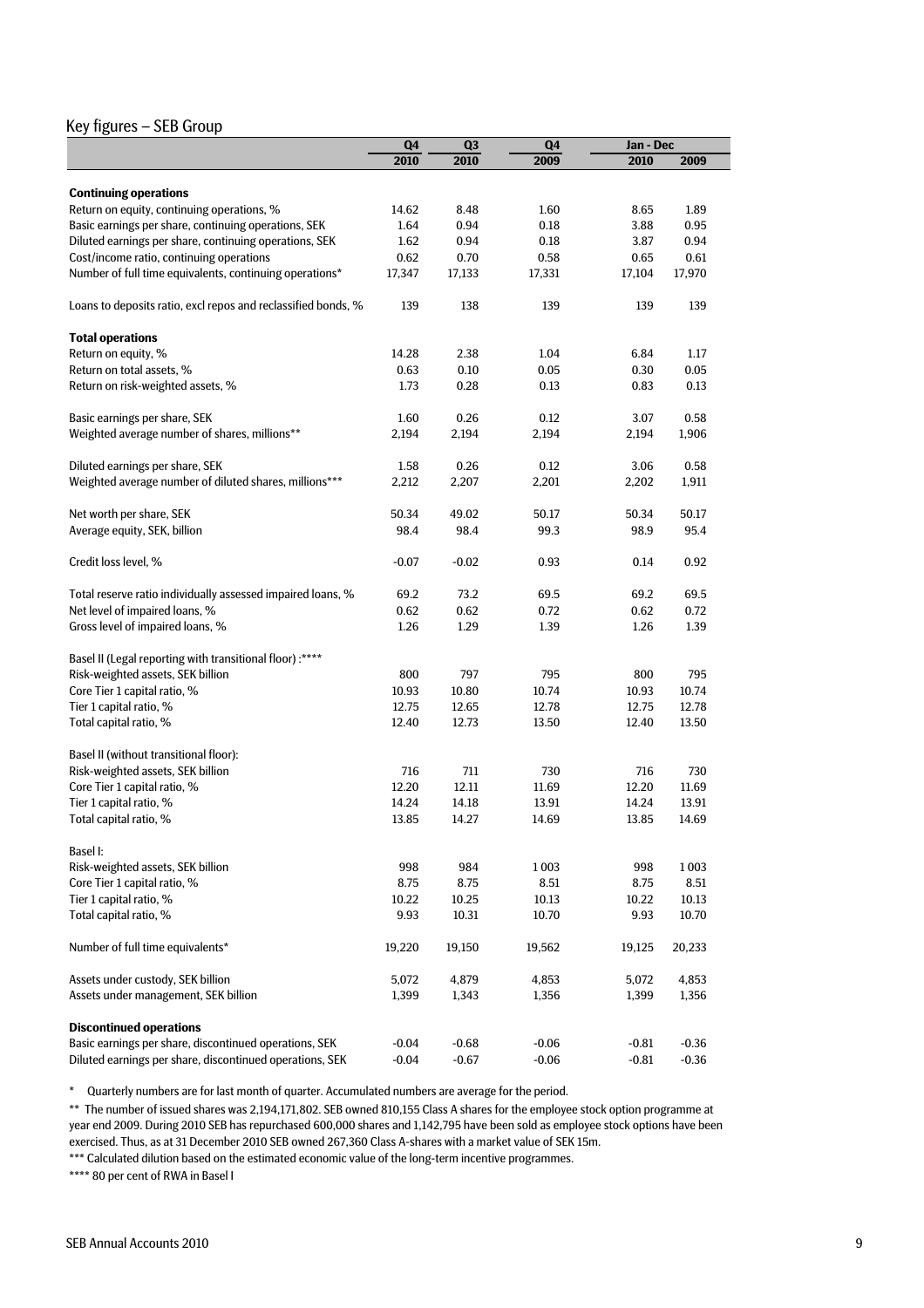## Key figures – SEB Group

| | Q4 2010 | Q3 2010 | Q4 2009 | Jan - Dec 2010 | Jan - Dec 2009 |
|---|---|---|---|---|---|
| **Continuing operations** | | | | | |
| Return on equity, continuing operations, % | 14.62 | 8.48 | 1.60 | 8.65 | 1.89 |
| Basic earnings per share, continuing operations, SEK | 1.64 | 0.94 | 0.18 | 3.88 | 0.95 |
| Diluted earnings per share, continuing operations, SEK | 1.62 | 0.94 | 0.18 | 3.87 | 0.94 |
| Cost/income ratio, continuing operations | 0.62 | 0.70 | 0.58 | 0.65 | 0.61 |
| Number of full time equivalents, continuing operations* | 17,347 | 17,133 | 17,331 | 17,104 | 17,970 |
| Loans to deposits ratio, excl repos and reclassified bonds, % | 139 | 138 | 139 | 139 | 139 |
| **Total operations** | | | | | |
| Return on equity, % | 14.28 | 2.38 | 1.04 | 6.84 | 1.17 |
| Return on total assets, % | 0.63 | 0.10 | 0.05 | 0.30 | 0.05 |
| Return on risk-weighted assets, % | 1.73 | 0.28 | 0.13 | 0.83 | 0.13 |
| Basic earnings per share, SEK | 1.60 | 0.26 | 0.12 | 3.07 | 0.58 |
| Weighted average number of shares, millions** | 2,194 | 2,194 | 2,194 | 2,194 | 1,906 |
| Diluted earnings per share, SEK | 1.58 | 0.26 | 0.12 | 3.06 | 0.58 |
| Weighted average number of diluted shares, millions*** | 2,212 | 2,207 | 2,201 | 2,202 | 1,911 |
| Net worth per share, SEK | 50.34 | 49.02 | 50.17 | 50.34 | 50.17 |
| Average equity, SEK, billion | 98.4 | 98.4 | 99.3 | 98.9 | 95.4 |
| Credit loss level, % | -0.07 | -0.02 | 0.93 | 0.14 | 0.92 |
| Total reserve ratio individually assessed impaired loans, % | 69.2 | 73.2 | 69.5 | 69.2 | 69.5 |
| Net level of impaired loans, % | 0.62 | 0.62 | 0.72 | 0.62 | 0.72 |
| Gross level of impaired loans, % | 1.26 | 1.29 | 1.39 | 1.26 | 1.39 |
| Basel II (Legal reporting with transitional floor) :**** | | | | | |
| Risk-weighted assets, SEK billion | 800 | 797 | 795 | 800 | 795 |
| Core Tier 1 capital ratio, % | 10.93 | 10.80 | 10.74 | 10.93 | 10.74 |
| Tier 1 capital ratio, % | 12.75 | 12.65 | 12.78 | 12.75 | 12.78 |
| Total capital ratio, % | 12.40 | 12.73 | 13.50 | 12.40 | 13.50 |
| Basel II (without transitional floor): | | | | | |
| Risk-weighted assets, SEK billion | 716 | 711 | 730 | 716 | 730 |
| Core Tier 1 capital ratio, % | 12.20 | 12.11 | 11.69 | 12.20 | 11.69 |
| Tier 1 capital ratio, % | 14.24 | 14.18 | 13.91 | 14.24 | 13.91 |
| Total capital ratio, % | 13.85 | 14.27 | 14.69 | 13.85 | 14.69 |
| Basel I: | | | | | |
| Risk-weighted assets, SEK billion | 998 | 984 | 1 003 | 998 | 1 003 |
| Core Tier 1 capital ratio, % | 8.75 | 8.75 | 8.51 | 8.75 | 8.51 |
| Tier 1 capital ratio, % | 10.22 | 10.25 | 10.13 | 10.22 | 10.13 |
| Total capital ratio, % | 9.93 | 10.31 | 10.70 | 9.93 | 10.70 |
| Number of full time equivalents* | 19,220 | 19,150 | 19,562 | 19,125 | 20,233 |
| Assets under custody, SEK billion | 5,072 | 4,879 | 4,853 | 5,072 | 4,853 |
| Assets under management, SEK billion | 1,399 | 1,343 | 1,356 | 1,399 | 1,356 |
| **Discontinued operations** | | | | | |
| Basic earnings per share, discontinued operations, SEK | -0.04 | -0.68 | -0.06 | -0.81 | -0.36 |
| Diluted earnings per share, discontinued operations, SEK | -0.04 | -0.67 | -0.06 | -0.81 | -0.36 |

\* Quarterly numbers are for last month of quarter. Accumulated numbers are average for the period.

** The number of issued shares was 2,194,171,802. SEB owned 810,155 Class A shares for the employee stock option programme at year end 2009. During 2010 SEB has repurchased 600,000 shares and 1,142,795 have been sold as employee stock options have been exercised. Thus, as at 31 December 2010 SEB owned 267,360 Class A-shares with a market value of SEK 15m.

*** Calculated dilution based on the estimated economic value of the long-term incentive programmes.

**** 80 per cent of RWA in Basel I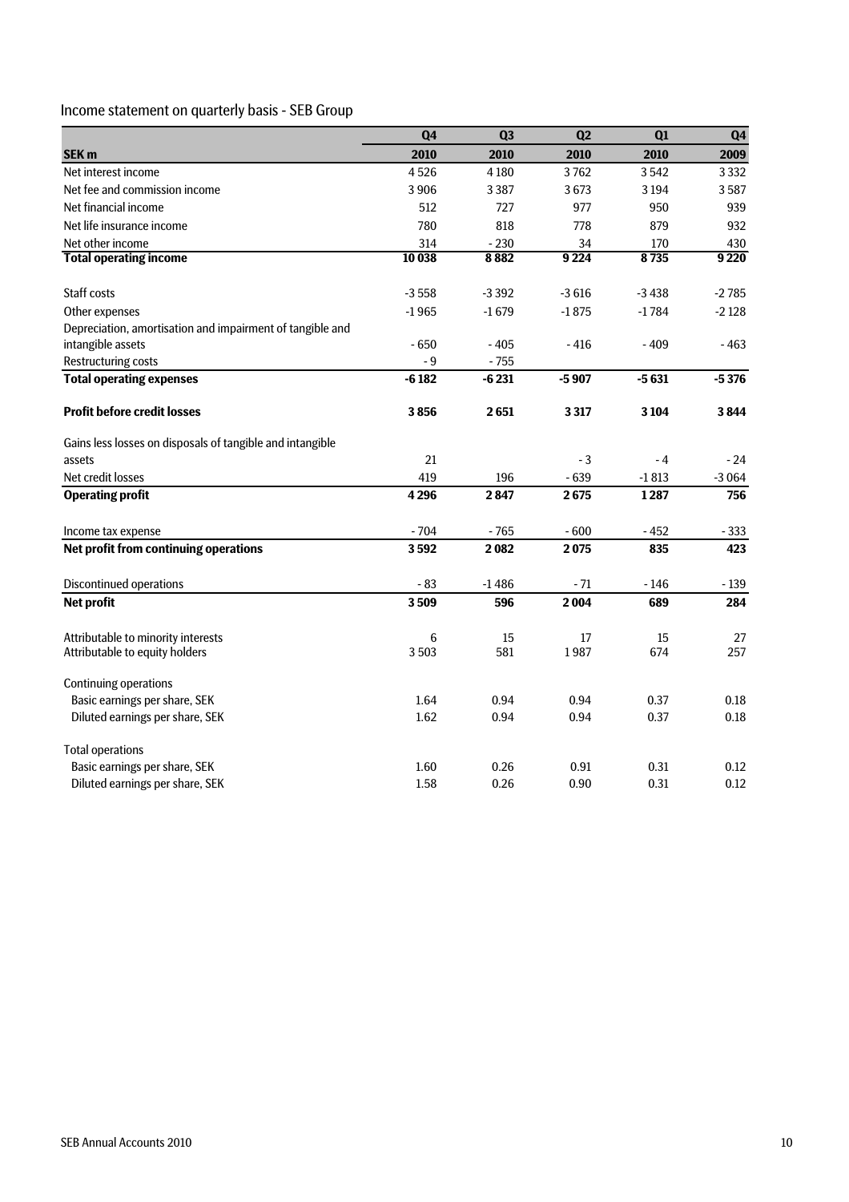## Income statement on quarterly basis - SEB Group

| SEK m | Q4 2010 | Q3 2010 | Q2 2010 | Q1 2010 | Q4 2009 |
|---|---|---|---|---|---|
| Net interest income | 4 526 | 4 180 | 3 762 | 3 542 | 3 332 |
| Net fee and commission income | 3 906 | 3 387 | 3 673 | 3 194 | 3 587 |
| Net financial income | 512 | 727 | 977 | 950 | 939 |
| Net life insurance income | 780 | 818 | 778 | 879 | 932 |
| Net other income | 314 | - 230 | 34 | 170 | 430 |
| **Total operating income** | **10 038** | **8 882** | **9 224** | **8 735** | **9 220** |
| | | | | | |
| Staff costs | -3 558 | -3 392 | -3 616 | -3 438 | -2 785 |
| Other expenses | -1 965 | -1 679 | -1 875 | -1 784 | -2 128 |
| Depreciation, amortisation and impairment of tangible and intangible assets | - 650 | - 405 | - 416 | - 409 | - 463 |
| Restructuring costs | - 9 | - 755 | | | |
| **Total operating expenses** | **-6 182** | **-6 231** | **-5 907** | **-5 631** | **-5 376** |
| | | | | | |
| **Profit before credit losses** | **3 856** | **2 651** | **3 317** | **3 104** | **3 844** |
| | | | | | |
| Gains less losses on disposals of tangible and intangible assets | 21 | | - 3 | - 4 | - 24 |
| Net credit losses | 419 | 196 | - 639 | -1 813 | -3 064 |
| **Operating profit** | **4 296** | **2 847** | **2 675** | **1 287** | **756** |
| | | | | | |
| Income tax expense | - 704 | - 765 | - 600 | - 452 | - 333 |
| **Net profit from continuing operations** | **3 592** | **2 082** | **2 075** | **835** | **423** |
| | | | | | |
| Discontinued operations | - 83 | -1 486 | - 71 | - 146 | - 139 |
| **Net profit** | **3 509** | **596** | **2 004** | **689** | **284** |
| | | | | | |
| Attributable to minority interests | 6 | 15 | 17 | 15 | 27 |
| Attributable to equity holders | 3 503 | 581 | 1 987 | 674 | 257 |
| | | | | | |
| Continuing operations | | | | | |
| Basic earnings per share, SEK | 1.64 | 0.94 | 0.94 | 0.37 | 0.18 |
| Diluted earnings per share, SEK | 1.62 | 0.94 | 0.94 | 0.37 | 0.18 |
| | | | | | |
| Total operations | | | | | |
| Basic earnings per share, SEK | 1.60 | 0.26 | 0.91 | 0.31 | 0.12 |
| Diluted earnings per share, SEK | 1.58 | 0.26 | 0.90 | 0.31 | 0.12 |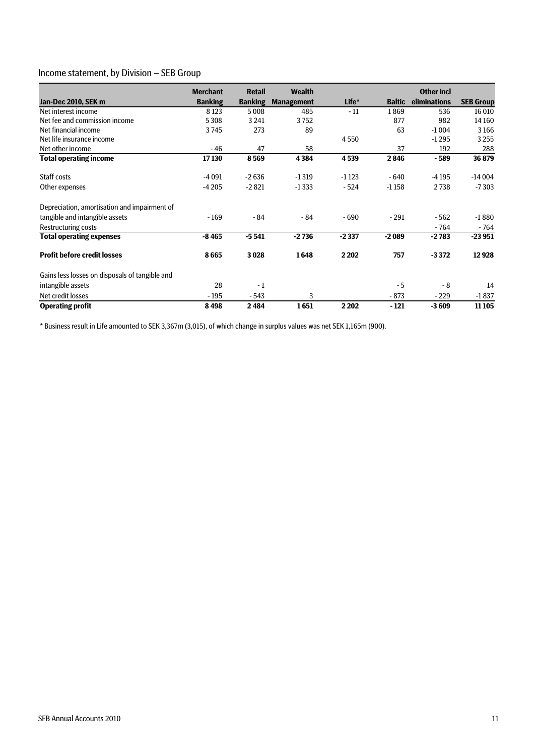## Income statement, by Division – SEB Group

| Jan-Dec 2010, SEK m | Merchant Banking | Retail Banking | Wealth Management | Life* | Baltic | Other incl eliminations | SEB Group |
|---|---|---|---|---|---|---|---|
| Net interest income | 8 123 | 5 008 | 485 | - 11 | 1 869 | 536 | 16 010 |
| Net fee and commission income | 5 308 | 3 241 | 3 752 | | 877 | 982 | 14 160 |
| Net financial income | 3 745 | 273 | 89 | | 63 | -1 004 | 3 166 |
| Net life insurance income | | | | 4 550 | | -1 295 | 3 255 |
| Net other income | - 46 | 47 | 58 | | 37 | 192 | 288 |
| **Total operating income** | **17 130** | **8 569** | **4 384** | **4 539** | **2 846** | **- 589** | **36 879** |
| Staff costs | -4 091 | -2 636 | -1 319 | -1 123 | - 640 | -4 195 | -14 004 |
| Other expenses | -4 205 | -2 821 | -1 333 | - 524 | -1 158 | 2 738 | -7 303 |
| Depreciation, amortisation and impairment of tangible and intangible assets | - 169 | - 84 | - 84 | - 690 | - 291 | - 562 | -1 880 |
| Restructuring costs | | | | | | - 764 | - 764 |
| **Total operating expenses** | **-8 465** | **-5 541** | **-2 736** | **-2 337** | **-2 089** | **-2 783** | **-23 951** |
| **Profit before credit losses** | **8 665** | **3 028** | **1 648** | **2 202** | **757** | **-3 372** | **12 928** |
| Gains less losses on disposals of tangible and intangible assets | 28 | - 1 | | | - 5 | - 8 | 14 |
| Net credit losses | - 195 | - 543 | 3 | | - 873 | - 229 | -1 837 |
| **Operating profit** | **8 498** | **2 484** | **1 651** | **2 202** | **- 121** | **-3 609** | **11 105** |

* Business result in Life amounted to SEK 3,367m (3,015), of which change in surplus values was net SEK 1,165m (900).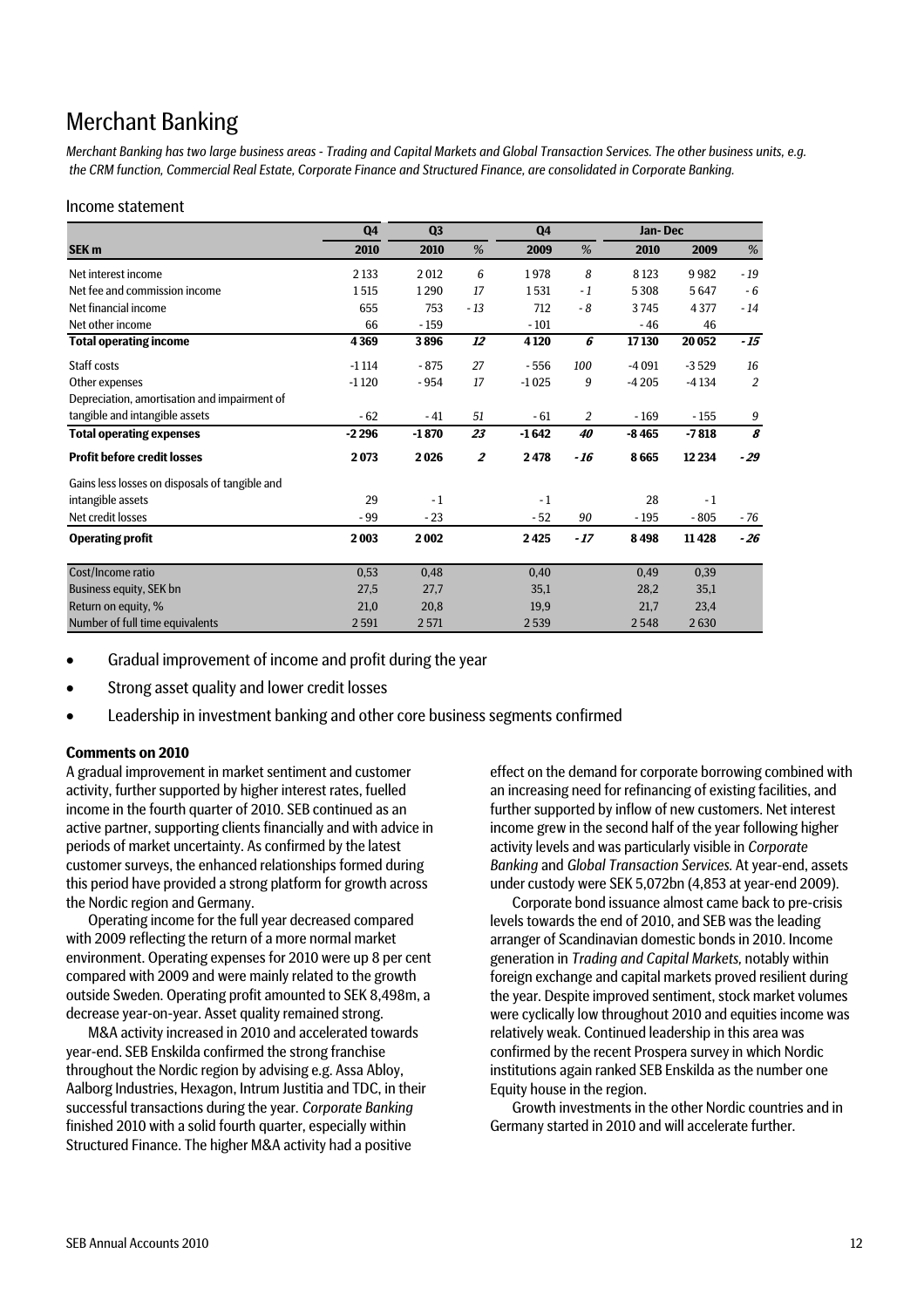# Merchant Banking

*Merchant Banking has two large business areas - Trading and Capital Markets and Global Transaction Services. The other business units, e.g. the CRM function, Commercial Real Estate, Corporate Finance and Structured Finance, are consolidated in Corporate Banking.*

## Income statement

| | Q4 | Q3 | | Q4 | | Jan- Dec | | |
|---|---|---|---|---|---|---|---|---|
| **SEK m** | **2010** | **2010** | % | **2009** | % | **2010** | **2009** | % |
| Net interest income | 2 133 | 2 012 | 6 | 1 978 | 8 | 8 123 | 9 982 | - 19 |
| Net fee and commission income | 1 515 | 1 290 | 17 | 1 531 | - 1 | 5 308 | 5 647 | - 6 |
| Net financial income | 655 | 753 | - 13 | 712 | - 8 | 3 745 | 4 377 | - 14 |
| Net other income | 66 | - 159 | | - 101 | | - 46 | 46 | |
| **Total operating income** | **4 369** | **3 896** | ***12*** | **4 120** | ***6*** | **17 130** | **20 052** | ***- 15*** |
| Staff costs | -1 114 | - 875 | 27 | - 556 | 100 | -4 091 | -3 529 | 16 |
| Other expenses | -1 120 | - 954 | 17 | -1 025 | 9 | -4 205 | -4 134 | 2 |
| Depreciation, amortisation and impairment of tangible and intangible assets | - 62 | - 41 | 51 | - 61 | 2 | - 169 | - 155 | 9 |
| **Total operating expenses** | **-2 296** | **-1 870** | ***23*** | **-1 642** | ***40*** | **-8 465** | **-7 818** | ***8*** |
| **Profit before credit losses** | **2 073** | **2 026** | ***2*** | **2 478** | ***- 16*** | **8 665** | **12 234** | ***- 29*** |
| Gains less losses on disposals of tangible and intangible assets | 29 | - 1 | | - 1 | | 28 | - 1 | |
| Net credit losses | - 99 | - 23 | | - 52 | 90 | - 195 | - 805 | - 76 |
| **Operating profit** | **2 003** | **2 002** | | **2 425** | ***- 17*** | **8 498** | **11 428** | ***- 26*** |
| Cost/Income ratio | 0,53 | 0,48 | | 0,40 | | 0,49 | 0,39 | |
| Business equity, SEK bn | 27,5 | 27,7 | | 35,1 | | 28,2 | 35,1 | |
| Return on equity, % | 21,0 | 20,8 | | 19,9 | | 21,7 | 23,4 | |
| Number of full time equivalents | 2 591 | 2 571 | | 2 539 | | 2 548 | 2 630 | |

- Gradual improvement of income and profit during the year
- Strong asset quality and lower credit losses
- Leadership in investment banking and other core business segments confirmed

**Comments on 2010**

A gradual improvement in market sentiment and customer activity, further supported by higher interest rates, fuelled income in the fourth quarter of 2010. SEB continued as an active partner, supporting clients financially and with advice in periods of market uncertainty. As confirmed by the latest customer surveys, the enhanced relationships formed during this period have provided a strong platform for growth across the Nordic region and Germany.

Operating income for the full year decreased compared with 2009 reflecting the return of a more normal market environment. Operating expenses for 2010 were up 8 per cent compared with 2009 and were mainly related to the growth outside Sweden. Operating profit amounted to SEK 8,498m, a decrease year-on-year. Asset quality remained strong.

M&A activity increased in 2010 and accelerated towards year-end. SEB Enskilda confirmed the strong franchise throughout the Nordic region by advising e.g. Assa Abloy, Aalborg Industries, Hexagon, Intrum Justitia and TDC, in their successful transactions during the year. *Corporate Banking* finished 2010 with a solid fourth quarter, especially within Structured Finance. The higher M&A activity had a positive effect on the demand for corporate borrowing combined with an increasing need for refinancing of existing facilities, and further supported by inflow of new customers. Net interest income grew in the second half of the year following higher activity levels and was particularly visible in *Corporate Banking* and *Global Transaction Services*. At year-end, assets under custody were SEK 5,072bn (4,853 at year-end 2009).

Corporate bond issuance almost came back to pre-crisis levels towards the end of 2010, and SEB was the leading arranger of Scandinavian domestic bonds in 2010. Income generation in *Trading and Capital Markets*, notably within foreign exchange and capital markets proved resilient during the year. Despite improved sentiment, stock market volumes were cyclically low throughout 2010 and equities income was relatively weak. Continued leadership in this area was confirmed by the recent Prospera survey in which Nordic institutions again ranked SEB Enskilda as the number one Equity house in the region.

Growth investments in the other Nordic countries and in Germany started in 2010 and will accelerate further.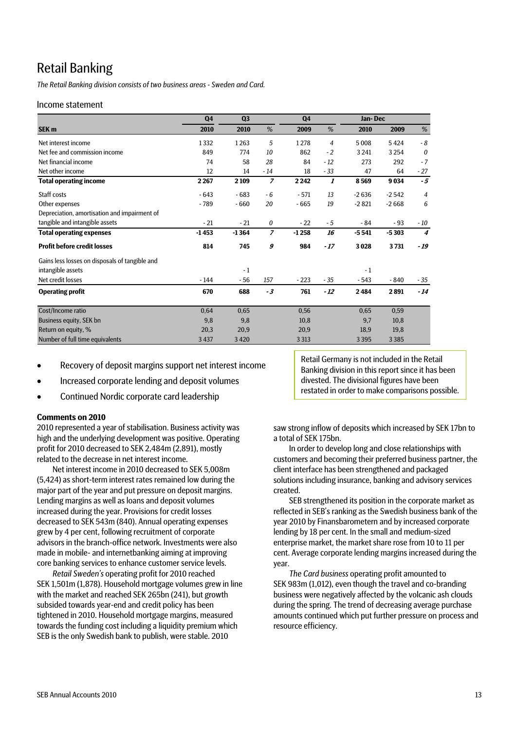# Retail Banking

*The Retail Banking division consists of two business areas - Sweden and Card.*

## Income statement

| | Q4 | Q3 | | Q4 | | Jan- Dec | | |
|---|---|---|---|---|---|---|---|---|
| **SEK m** | **2010** | **2010** | *%* | **2009** | *%* | **2010** | **2009** | *%* |
| Net interest income | 1 332 | 1 263 | *5* | 1 278 | *4* | 5 008 | 5 424 | *- 8* |
| Net fee and commission income | 849 | 774 | *10* | 862 | *- 2* | 3 241 | 3 254 | *0* |
| Net financial income | 74 | 58 | *28* | 84 | *- 12* | 273 | 292 | *- 7* |
| Net other income | 12 | 14 | *- 14* | 18 | *- 33* | 47 | 64 | *- 27* |
| **Total operating income** | **2 267** | **2 109** | ***7*** | **2 242** | ***1*** | **8 569** | **9 034** | ***- 5*** |
| Staff costs | - 643 | - 683 | *- 6* | - 571 | *13* | -2 636 | -2 542 | *4* |
| Other expenses | - 789 | - 660 | *20* | - 665 | *19* | -2 821 | -2 668 | *6* |
| Depreciation, amortisation and impairment of tangible and intangible assets | - 21 | - 21 | *0* | - 22 | *- 5* | - 84 | - 93 | *- 10* |
| **Total operating expenses** | **-1 453** | **-1 364** | ***7*** | **-1 258** | ***16*** | **-5 541** | **-5 303** | ***4*** |
| **Profit before credit losses** | **814** | **745** | ***9*** | **984** | ***- 17*** | **3 028** | **3 731** | ***- 19*** |
| Gains less losses on disposals of tangible and intangible assets | | - 1 | | | | - 1 | | |
| Net credit losses | - 144 | - 56 | *157* | - 223 | *- 35* | - 543 | - 840 | *- 35* |
| **Operating profit** | **670** | **688** | ***- 3*** | **761** | ***- 12*** | **2 484** | **2 891** | ***- 14*** |
| Cost/Income ratio | 0,64 | 0,65 | | 0,56 | | 0,65 | 0,59 | |
| Business equity, SEK bn | 9,8 | 9,8 | | 10,8 | | 9,7 | 10,8 | |
| Return on equity, % | 20,3 | 20,9 | | 20,9 | | 18,9 | 19,8 | |
| Number of full time equivalents | 3 437 | 3 420 | | 3 313 | | 3 395 | 3 385 | |

- Recovery of deposit margins support net interest income
- Increased corporate lending and deposit volumes
- Continued Nordic corporate card leadership

Retail Germany is not included in the Retail Banking division in this report since it has been divested. The divisional figures have been restated in order to make comparisons possible.

**Comments on 2010**

2010 represented a year of stabilisation. Business activity was high and the underlying development was positive. Operating profit for 2010 decreased to SEK 2,484m (2,891), mostly related to the decrease in net interest income.

Net interest income in 2010 decreased to SEK 5,008m (5,424) as short-term interest rates remained low during the major part of the year and put pressure on deposit margins. Lending margins as well as loans and deposit volumes increased during the year. Provisions for credit losses decreased to SEK 543m (840). Annual operating expenses grew by 4 per cent, following recruitment of corporate advisors in the branch-office network. Investments were also made in mobile- and internetbanking aiming at improving core banking services to enhance customer service levels.

*Retail Sweden's* operating profit for 2010 reached SEK 1,501m (1,878). Household mortgage volumes grew in line with the market and reached SEK 265bn (241), but growth subsided towards year-end and credit policy has been tightened in 2010. Household mortgage margins, measured towards the funding cost including a liquidity premium which SEB is the only Swedish bank to publish, were stable. 2010 saw strong inflow of deposits which increased by SEK 17bn to a total of SEK 175bn.

In order to develop long and close relationships with customers and becoming their preferred business partner, the client interface has been strengthened and packaged solutions including insurance, banking and advisory services created.

SEB strengthened its position in the corporate market as reflected in SEB's ranking as the Swedish business bank of the year 2010 by Finansbarometern and by increased corporate lending by 18 per cent. In the small and medium-sized enterprise market, the market share rose from 10 to 11 per cent. Average corporate lending margins increased during the year.

*The Card business* operating profit amounted to SEK 983m (1,012), even though the travel and co-branding business were negatively affected by the volcanic ash clouds during the spring. The trend of decreasing average purchase amounts continued which put further pressure on process and resource efficiency.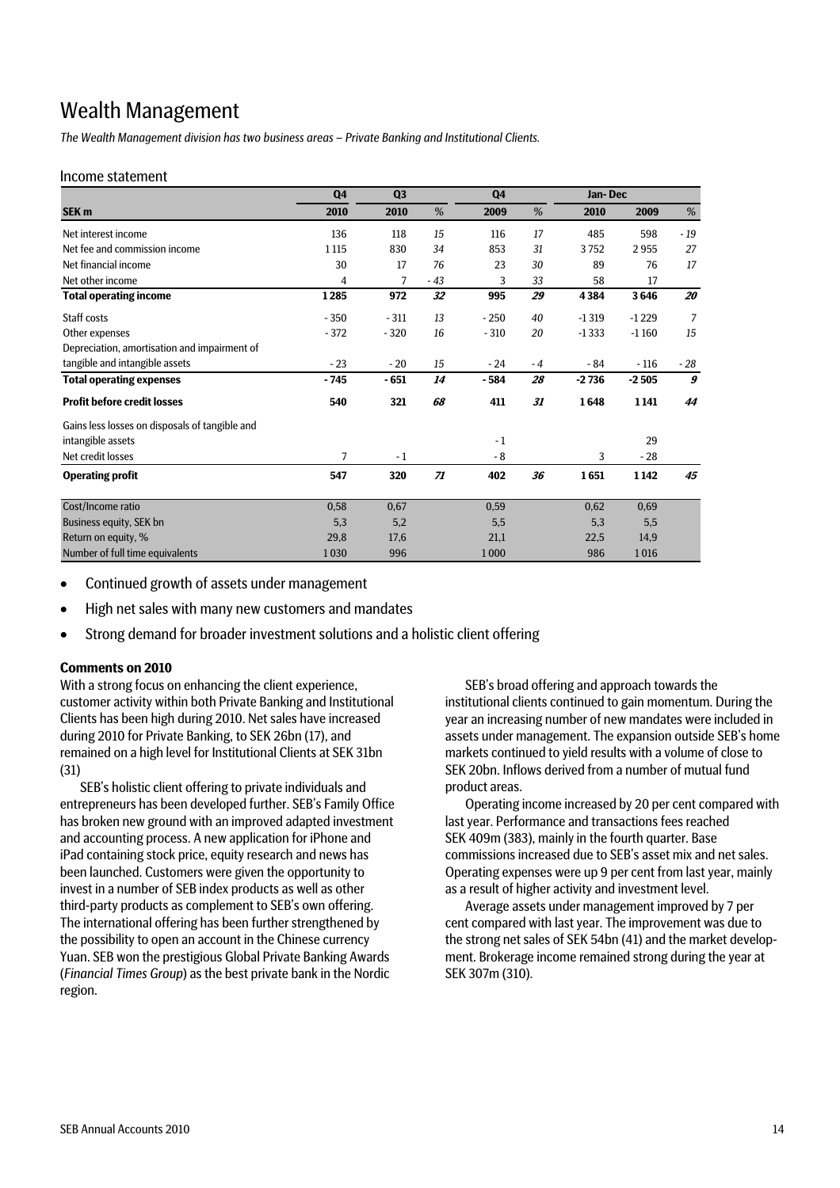# Wealth Management

*The Wealth Management division has two business areas – Private Banking and Institutional Clients.*

## Income statement

| | Q4 | Q3 | | Q4 | | Jan- Dec | | |
|---|---|---|---|---|---|---|---|---|
| **SEK m** | **2010** | **2010** | *%* | **2009** | *%* | **2010** | **2009** | *%* |
| Net interest income | 136 | 118 | *15* | 116 | *17* | 485 | 598 | *- 19* |
| Net fee and commission income | 1 115 | 830 | *34* | 853 | *31* | 3 752 | 2 955 | *27* |
| Net financial income | 30 | 17 | *76* | 23 | *30* | 89 | 76 | *17* |
| Net other income | 4 | 7 | *- 43* | 3 | *33* | 58 | 17 | |
| **Total operating income** | **1 285** | **972** | ***32*** | **995** | ***29*** | **4 384** | **3 646** | ***20*** |
| Staff costs | - 350 | - 311 | *13* | - 250 | *40* | -1 319 | -1 229 | *7* |
| Other expenses | - 372 | - 320 | *16* | - 310 | *20* | -1 333 | -1 160 | *15* |
| Depreciation, amortisation and impairment of tangible and intangible assets | - 23 | - 20 | *15* | - 24 | *- 4* | - 84 | - 116 | *- 28* |
| **Total operating expenses** | **- 745** | **- 651** | ***14*** | **- 584** | ***28*** | **-2 736** | **-2 505** | ***9*** |
| **Profit before credit losses** | **540** | **321** | ***68*** | **411** | ***31*** | **1 648** | **1 141** | ***44*** |
| Gains less losses on disposals of tangible and intangible assets | | | | - 1 | | | 29 | |
| Net credit losses | 7 | - 1 | | - 8 | | 3 | - 28 | |
| **Operating profit** | **547** | **320** | ***71*** | **402** | ***36*** | **1 651** | **1 142** | ***45*** |
| Cost/Income ratio | 0,58 | 0,67 | | 0,59 | | 0,62 | 0,69 | |
| Business equity, SEK bn | 5,3 | 5,2 | | 5,5 | | 5,3 | 5,5 | |
| Return on equity, % | 29,8 | 17,6 | | 21,1 | | 22,5 | 14,9 | |
| Number of full time equivalents | 1 030 | 996 | | 1 000 | | 986 | 1 016 | |

- Continued growth of assets under management
- High net sales with many new customers and mandates
- Strong demand for broader investment solutions and a holistic client offering

**Comments on 2010**

With a strong focus on enhancing the client experience, customer activity within both Private Banking and Institutional Clients has been high during 2010. Net sales have increased during 2010 for Private Banking, to SEK 26bn (17), and remained on a high level for Institutional Clients at SEK 31bn (31)

SEB's holistic client offering to private individuals and entrepreneurs has been developed further. SEB's Family Office has broken new ground with an improved adapted investment and accounting process. A new application for iPhone and iPad containing stock price, equity research and news has been launched. Customers were given the opportunity to invest in a number of SEB index products as well as other third-party products as complement to SEB's own offering. The international offering has been further strengthened by the possibility to open an account in the Chinese currency Yuan. SEB won the prestigious Global Private Banking Awards (*Financial Times Group*) as the best private bank in the Nordic region.

SEB's broad offering and approach towards the institutional clients continued to gain momentum. During the year an increasing number of new mandates were included in assets under management. The expansion outside SEB's home markets continued to yield results with a volume of close to SEK 20bn. Inflows derived from a number of mutual fund product areas.

Operating income increased by 20 per cent compared with last year. Performance and transactions fees reached SEK 409m (383), mainly in the fourth quarter. Base commissions increased due to SEB's asset mix and net sales. Operating expenses were up 9 per cent from last year, mainly as a result of higher activity and investment level.

Average assets under management improved by 7 per cent compared with last year. The improvement was due to the strong net sales of SEK 54bn (41) and the market development. Brokerage income remained strong during the year at SEK 307m (310).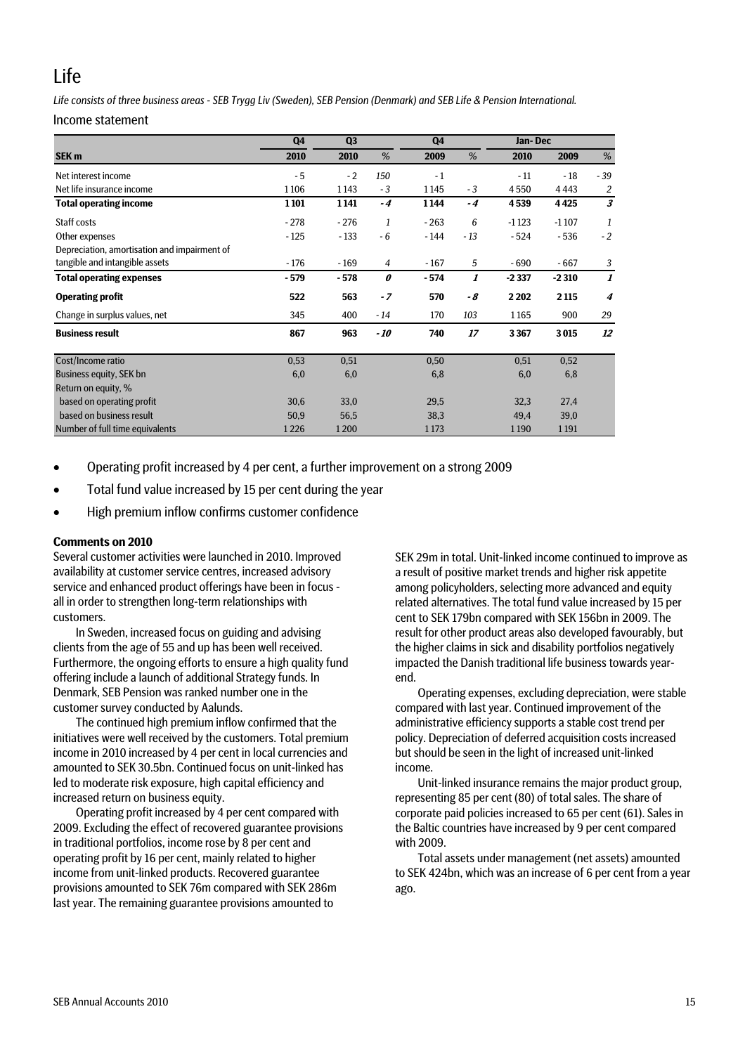# Life

*Life consists of three business areas - SEB Trygg Liv (Sweden), SEB Pension (Denmark) and SEB Life & Pension International.*

## Income statement

| | Q4 | Q3 | | Q4 | | Jan- Dec | | |
|---|---|---|---|---|---|---|---|---|
| **SEK m** | **2010** | **2010** | *%* | **2009** | *%* | **2010** | **2009** | *%* |
| Net interest income | - 5 | - 2 | *150* | - 1 | | - 11 | - 18 | *- 39* |
| Net life insurance income | 1 106 | 1 143 | *- 3* | 1 145 | *- 3* | 4 550 | 4 443 | *2* |
| **Total operating income** | **1 101** | **1 141** | ***- 4*** | **1 144** | ***- 4*** | **4 539** | **4 425** | ***3*** |
| Staff costs | - 278 | - 276 | *1* | - 263 | *6* | -1 123 | -1 107 | *1* |
| Other expenses | - 125 | - 133 | *- 6* | - 144 | *- 13* | - 524 | - 536 | *- 2* |
| Depreciation, amortisation and impairment of tangible and intangible assets | - 176 | - 169 | *4* | - 167 | *5* | - 690 | - 667 | *3* |
| **Total operating expenses** | **- 579** | **- 578** | ***0*** | **- 574** | ***1*** | **-2 337** | **-2 310** | ***1*** |
| **Operating profit** | **522** | **563** | ***- 7*** | **570** | ***- 8*** | **2 202** | **2 115** | ***4*** |
| Change in surplus values, net | 345 | 400 | *- 14* | 170 | *103* | 1 165 | 900 | *29* |
| **Business result** | **867** | **963** | ***- 10*** | **740** | ***17*** | **3 367** | **3 015** | ***12*** |
| Cost/Income ratio | 0,53 | 0,51 | | 0,50 | | 0,51 | 0,52 | |
| Business equity, SEK bn | 6,0 | 6,0 | | 6,8 | | 6,0 | 6,8 | |
| Return on equity, % | | | | | | | | |
| based on operating profit | 30,6 | 33,0 | | 29,5 | | 32,3 | 27,4 | |
| based on business result | 50,9 | 56,5 | | 38,3 | | 49,4 | 39,0 | |
| Number of full time equivalents | 1 226 | 1 200 | | 1 173 | | 1 190 | 1 191 | |

- Operating profit increased by 4 per cent, a further improvement on a strong 2009
- Total fund value increased by 15 per cent during the year
- High premium inflow confirms customer confidence

**Comments on 2010**

Several customer activities were launched in 2010. Improved availability at customer service centres, increased advisory service and enhanced product offerings have been in focus - all in order to strengthen long-term relationships with customers.

In Sweden, increased focus on guiding and advising clients from the age of 55 and up has been well received. Furthermore, the ongoing efforts to ensure a high quality fund offering include a launch of additional Strategy funds. In Denmark, SEB Pension was ranked number one in the customer survey conducted by Aalunds.

The continued high premium inflow confirmed that the initiatives were well received by the customers. Total premium income in 2010 increased by 4 per cent in local currencies and amounted to SEK 30.5bn. Continued focus on unit-linked has led to moderate risk exposure, high capital efficiency and increased return on business equity.

Operating profit increased by 4 per cent compared with 2009. Excluding the effect of recovered guarantee provisions in traditional portfolios, income rose by 8 per cent and operating profit by 16 per cent, mainly related to higher income from unit-linked products. Recovered guarantee provisions amounted to SEK 76m compared with SEK 286m last year. The remaining guarantee provisions amounted to SEK 29m in total. Unit-linked income continued to improve as a result of positive market trends and higher risk appetite among policyholders, selecting more advanced and equity related alternatives. The total fund value increased by 15 per cent to SEK 179bn compared with SEK 156bn in 2009. The result for other product areas also developed favourably, but the higher claims in sick and disability portfolios negatively impacted the Danish traditional life business towards year-end.

Operating expenses, excluding depreciation, were stable compared with last year. Continued improvement of the administrative efficiency supports a stable cost trend per policy. Depreciation of deferred acquisition costs increased but should be seen in the light of increased unit-linked income.

Unit-linked insurance remains the major product group, representing 85 per cent (80) of total sales. The share of corporate paid policies increased to 65 per cent (61). Sales in the Baltic countries have increased by 9 per cent compared with 2009.

Total assets under management (net assets) amounted to SEK 424bn, which was an increase of 6 per cent from a year ago.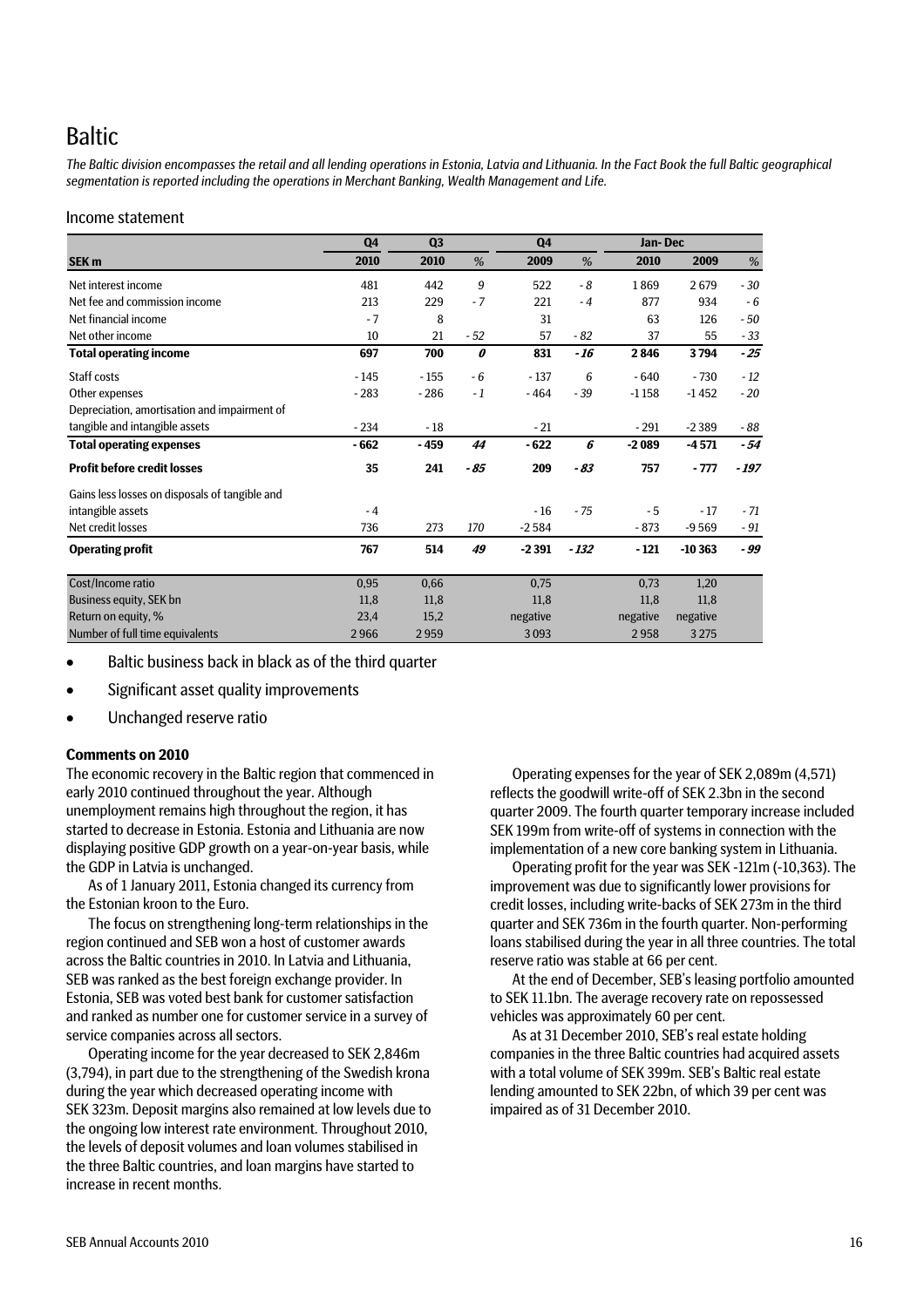# Baltic

*The Baltic division encompasses the retail and all lending operations in Estonia, Latvia and Lithuania. In the Fact Book the full Baltic geographical segmentation is reported including the operations in Merchant Banking, Wealth Management and Life.*

## Income statement

| | Q4 | Q3 | | Q4 | | Jan- Dec | | |
|---|---|---|---|---|---|---|---|---|
| **SEK m** | **2010** | **2010** | *%* | **2009** | *%* | **2010** | **2009** | *%* |
| Net interest income | 481 | 442 | *9* | 522 | *- 8* | 1 869 | 2 679 | *- 30* |
| Net fee and commission income | 213 | 229 | *- 7* | 221 | *- 4* | 877 | 934 | *- 6* |
| Net financial income | - 7 | 8 | | 31 | | 63 | 126 | *- 50* |
| Net other income | 10 | 21 | *- 52* | 57 | *- 82* | 37 | 55 | *- 33* |
| **Total operating income** | **697** | **700** | ***0*** | **831** | ***- 16*** | **2 846** | **3 794** | ***- 25*** |
| Staff costs | - 145 | - 155 | *- 6* | - 137 | *6* | - 640 | - 730 | *- 12* |
| Other expenses | - 283 | - 286 | *- 1* | - 464 | *- 39* | -1 158 | -1 452 | *- 20* |
| Depreciation, amortisation and impairment of tangible and intangible assets | - 234 | - 18 | | - 21 | | - 291 | -2 389 | *- 88* |
| **Total operating expenses** | **- 662** | **- 459** | ***44*** | **- 622** | ***6*** | **-2 089** | **-4 571** | ***- 54*** |
| **Profit before credit losses** | **35** | **241** | ***- 85*** | **209** | ***- 83*** | **757** | **- 777** | ***- 197*** |
| Gains less losses on disposals of tangible and intangible assets | - 4 | | | - 16 | *- 75* | - 5 | - 17 | *- 71* |
| Net credit losses | 736 | 273 | *170* | -2 584 | | - 873 | -9 569 | *- 91* |
| **Operating profit** | **767** | **514** | ***49*** | **-2 391** | ***- 132*** | **- 121** | **-10 363** | ***- 99*** |
| Cost/Income ratio | 0,95 | 0,66 | | 0,75 | | 0,73 | 1,20 | |
| Business equity, SEK bn | 11,8 | 11,8 | | 11,8 | | 11,8 | 11,8 | |
| Return on equity, % | 23,4 | 15,2 | | negative | | negative | negative | |
| Number of full time equivalents | 2 966 | 2 959 | | 3 093 | | 2 958 | 3 275 | |

- Baltic business back in black as of the third quarter
- Significant asset quality improvements
- Unchanged reserve ratio

**Comments on 2010**

The economic recovery in the Baltic region that commenced in early 2010 continued throughout the year. Although unemployment remains high throughout the region, it has started to decrease in Estonia. Estonia and Lithuania are now displaying positive GDP growth on a year-on-year basis, while the GDP in Latvia is unchanged.

As of 1 January 2011, Estonia changed its currency from the Estonian kroon to the Euro.

The focus on strengthening long-term relationships in the region continued and SEB won a host of customer awards across the Baltic countries in 2010. In Latvia and Lithuania, SEB was ranked as the best foreign exchange provider. In Estonia, SEB was voted best bank for customer satisfaction and ranked as number one for customer service in a survey of service companies across all sectors.

Operating income for the year decreased to SEK 2,846m (3,794), in part due to the strengthening of the Swedish krona during the year which decreased operating income with SEK 323m. Deposit margins also remained at low levels due to the ongoing low interest rate environment. Throughout 2010, the levels of deposit volumes and loan volumes stabilised in the three Baltic countries, and loan margins have started to increase in recent months.

Operating expenses for the year of SEK 2,089m (4,571) reflects the goodwill write-off of SEK 2.3bn in the second quarter 2009. The fourth quarter temporary increase included SEK 199m from write-off of systems in connection with the implementation of a new core banking system in Lithuania.

Operating profit for the year was SEK -121m (-10,363). The improvement was due to significantly lower provisions for credit losses, including write-backs of SEK 273m in the third quarter and SEK 736m in the fourth quarter. Non-performing loans stabilised during the year in all three countries. The total reserve ratio was stable at 66 per cent.

At the end of December, SEB's leasing portfolio amounted to SEK 11.1bn. The average recovery rate on repossessed vehicles was approximately 60 per cent.

As at 31 December 2010, SEB's real estate holding companies in the three Baltic countries had acquired assets with a total volume of SEK 399m. SEB's Baltic real estate lending amounted to SEK 22bn, of which 39 per cent was impaired as of 31 December 2010.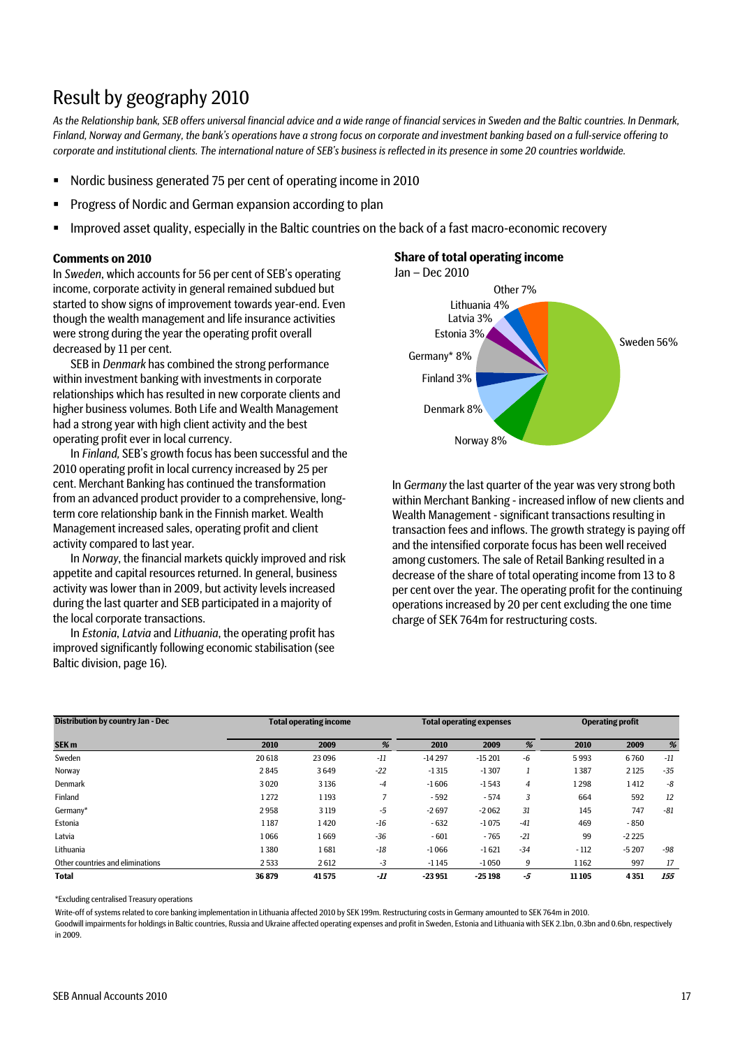# Result by geography 2010

*As the Relationship bank, SEB offers universal financial advice and a wide range of financial services in Sweden and the Baltic countries. In Denmark, Finland, Norway and Germany, the bank's operations have a strong focus on corporate and investment banking based on a full-service offering to corporate and institutional clients. The international nature of SEB's business is reflected in its presence in some 20 countries worldwide.*

- Nordic business generated 75 per cent of operating income in 2010
- Progress of Nordic and German expansion according to plan
- Improved asset quality, especially in the Baltic countries on the back of a fast macro-economic recovery

### Comments on 2010

In *Sweden*, which accounts for 56 per cent of SEB's operating income, corporate activity in general remained subdued but started to show signs of improvement towards year-end. Even though the wealth management and life insurance activities were strong during the year the operating profit overall decreased by 11 per cent.

SEB in *Denmark* has combined the strong performance within investment banking with investments in corporate relationships which has resulted in new corporate clients and higher business volumes. Both Life and Wealth Management had a strong year with high client activity and the best operating profit ever in local currency.

In *Finland*, SEB's growth focus has been successful and the 2010 operating profit in local currency increased by 25 per cent. Merchant Banking has continued the transformation from an advanced product provider to a comprehensive, long-term core relationship bank in the Finnish market. Wealth Management increased sales, operating profit and client activity compared to last year.

In *Norway*, the financial markets quickly improved and risk appetite and capital resources returned. In general, business activity was lower than in 2009, but activity levels increased during the last quarter and SEB participated in a majority of the local corporate transactions.

In *Estonia*, *Latvia* and *Lithuania*, the operating profit has improved significantly following economic stabilisation (see Baltic division, page 16).

**Share of total operating income**
Jan – Dec 2010

Sweden 56%, Norway 8%, Denmark 8%, Finland 3%, Germany* 8%, Estonia 3%, Latvia 3%, Lithuania 4%, Other 7%

In *Germany* the last quarter of the year was very strong both within Merchant Banking - increased inflow of new clients and Wealth Management - significant transactions resulting in transaction fees and inflows. The growth strategy is paying off and the intensified corporate focus has been well received among customers. The sale of Retail Banking resulted in a decrease of the share of total operating income from 13 to 8 per cent over the year. The operating profit for the continuing operations increased by 20 per cent excluding the one time charge of SEK 764m for restructuring costs.

| Distribution by country Jan - Dec | Total operating income | | | Total operating expenses | | | Operating profit | | |
|---|---|---|---|---|---|---|---|---|---|
| SEK m | 2010 | 2009 | % | 2010 | 2009 | % | 2010 | 2009 | % |
| Sweden | 20 618 | 23 096 | -11 | -14 297 | -15 201 | -6 | 5 993 | 6 760 | -11 |
| Norway | 2 845 | 3 649 | -22 | -1 315 | -1 307 | 1 | 1 387 | 2 125 | -35 |
| Denmark | 3 020 | 3 136 | -4 | -1 606 | -1 543 | 4 | 1 298 | 1 412 | -8 |
| Finland | 1 272 | 1 193 | 7 | - 592 | - 574 | 3 | 664 | 592 | 12 |
| Germany* | 2 958 | 3 119 | -5 | -2 697 | -2 062 | 31 | 145 | 747 | -81 |
| Estonia | 1 187 | 1 420 | -16 | - 632 | -1 075 | -41 | 469 | - 850 | |
| Latvia | 1 066 | 1 669 | -36 | - 601 | - 765 | -21 | 99 | -2 225 | |
| Lithuania | 1 380 | 1 681 | -18 | -1 066 | -1 621 | -34 | - 112 | -5 207 | -98 |
| Other countries and eliminations | 2 533 | 2 612 | -3 | -1 145 | -1 050 | 9 | 1 162 | 997 | 17 |
| **Total** | **36 879** | **41 575** | **-11** | **-23 951** | **-25 198** | **-5** | **11 105** | **4 351** | **155** |

*Excluding centralised Treasury operations

Write-off of systems related to core banking implementation in Lithuania affected 2010 by SEK 199m. Restructuring costs in Germany amounted to SEK 764m in 2010.

Goodwill impairments for holdings in Baltic countries, Russia and Ukraine affected operating expenses and profit in Sweden, Estonia and Lithuania with SEK 2.1bn, 0.3bn and 0.6bn, respectively in 2009.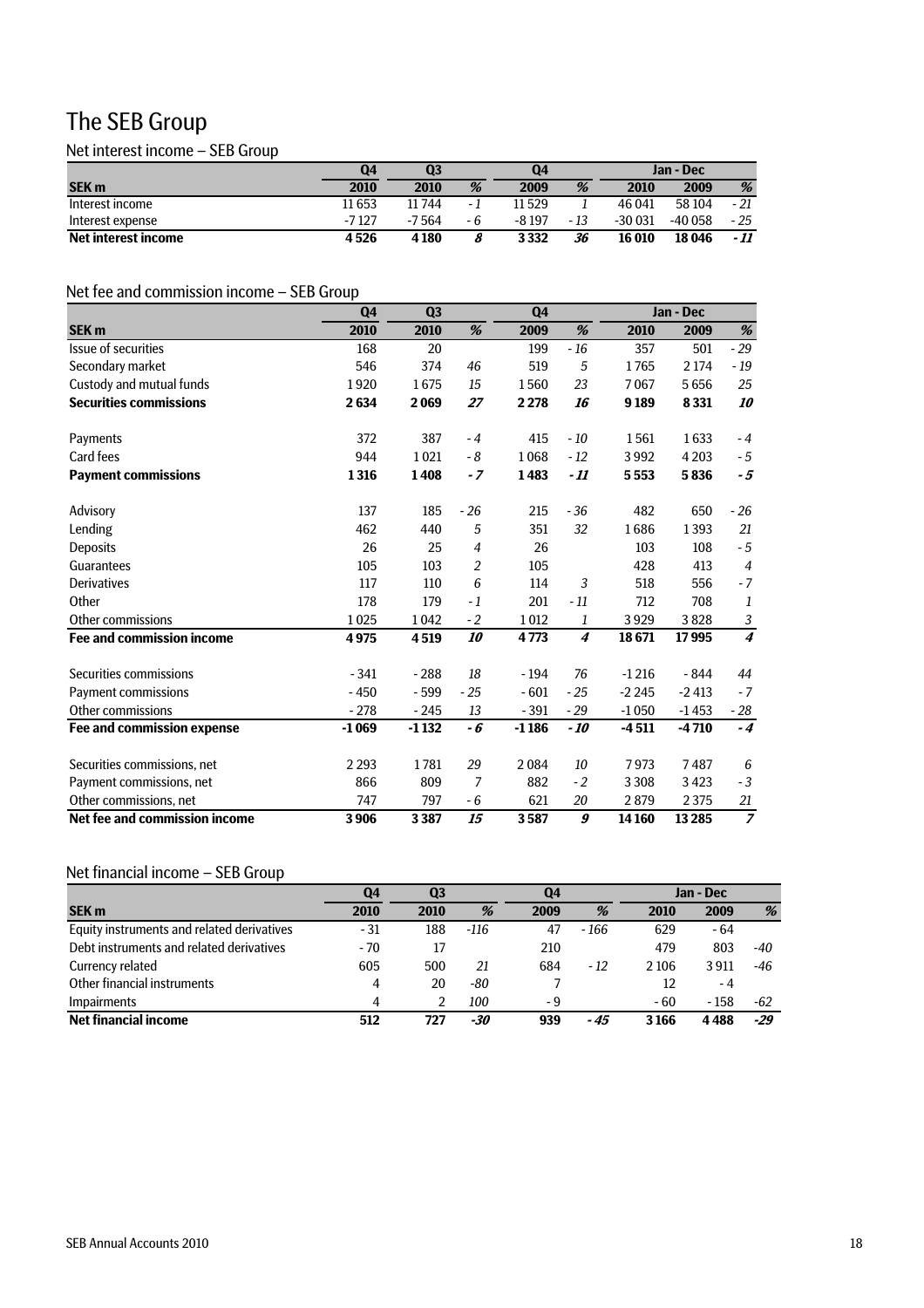# The SEB Group

## Net interest income – SEB Group

| | Q4 | Q3 | | Q4 | | Jan - Dec | | |
|---|---|---|---|---|---|---|---|---|
| **SEK m** | **2010** | **2010** | **%** | **2009** | **%** | **2010** | **2009** | **%** |
| Interest income | 11 653 | 11 744 | *- 1* | 11 529 | *1* | 46 041 | 58 104 | *- 21* |
| Interest expense | -7 127 | -7 564 | *- 6* | -8 197 | *- 13* | -30 031 | -40 058 | *- 25* |
| **Net interest income** | **4 526** | **4 180** | ***8*** | **3 332** | ***36*** | **16 010** | **18 046** | ***- 11*** |

## Net fee and commission income – SEB Group

| | Q4 | Q3 | | Q4 | | Jan - Dec | | |
|---|---|---|---|---|---|---|---|---|
| **SEK m** | **2010** | **2010** | **%** | **2009** | **%** | **2010** | **2009** | **%** |
| Issue of securities | 168 | 20 | | 199 | *- 16* | 357 | 501 | *- 29* |
| Secondary market | 546 | 374 | *46* | 519 | *5* | 1 765 | 2 174 | *- 19* |
| Custody and mutual funds | 1 920 | 1 675 | *15* | 1 560 | *23* | 7 067 | 5 656 | *25* |
| **Securities commissions** | **2 634** | **2 069** | ***27*** | **2 278** | ***16*** | **9 189** | **8 331** | ***10*** |
| | | | | | | | | |
| Payments | 372 | 387 | *- 4* | 415 | *- 10* | 1 561 | 1 633 | *- 4* |
| Card fees | 944 | 1 021 | *- 8* | 1 068 | *- 12* | 3 992 | 4 203 | *- 5* |
| **Payment commissions** | **1 316** | **1 408** | ***- 7*** | **1 483** | ***- 11*** | **5 553** | **5 836** | ***- 5*** |
| | | | | | | | | |
| Advisory | 137 | 185 | *- 26* | 215 | *- 36* | 482 | 650 | *- 26* |
| Lending | 462 | 440 | *5* | 351 | *32* | 1 686 | 1 393 | *21* |
| Deposits | 26 | 25 | *4* | 26 | | 103 | 108 | *- 5* |
| Guarantees | 105 | 103 | *2* | 105 | | 428 | 413 | *4* |
| Derivatives | 117 | 110 | *6* | 114 | *3* | 518 | 556 | *- 7* |
| Other | 178 | 179 | *- 1* | 201 | *- 11* | 712 | 708 | *1* |
| Other commissions | 1 025 | 1 042 | *- 2* | 1 012 | *1* | 3 929 | 3 828 | *3* |
| **Fee and commission income** | **4 975** | **4 519** | ***10*** | **4 773** | ***4*** | **18 671** | **17 995** | ***4*** |
| | | | | | | | | |
| Securities commissions | - 341 | - 288 | *18* | - 194 | *76* | -1 216 | - 844 | *44* |
| Payment commissions | - 450 | - 599 | *- 25* | - 601 | *- 25* | -2 245 | -2 413 | *- 7* |
| Other commissions | - 278 | - 245 | *13* | - 391 | *- 29* | -1 050 | -1 453 | *- 28* |
| **Fee and commission expense** | **-1 069** | **-1 132** | ***- 6*** | **-1 186** | ***- 10*** | **-4 511** | **-4 710** | ***- 4*** |
| | | | | | | | | |
| Securities commissions, net | 2 293 | 1 781 | *29* | 2 084 | *10* | 7 973 | 7 487 | *6* |
| Payment commissions, net | 866 | 809 | *7* | 882 | *- 2* | 3 308 | 3 423 | *- 3* |
| Other commissions, net | 747 | 797 | *- 6* | 621 | *20* | 2 879 | 2 375 | *21* |
| **Net fee and commission income** | **3 906** | **3 387** | ***15*** | **3 587** | ***9*** | **14 160** | **13 285** | ***7*** |

## Net financial income – SEB Group

| | Q4 | Q3 | | Q4 | | Jan - Dec | | |
|---|---|---|---|---|---|---|---|---|
| **SEK m** | **2010** | **2010** | **%** | **2009** | **%** | **2010** | **2009** | **%** |
| Equity instruments and related derivatives | - 31 | 188 | *-116* | 47 | *- 166* | 629 | - 64 | |
| Debt instruments and related derivatives | - 70 | 17 | | 210 | | 479 | 803 | *-40* |
| Currency related | 605 | 500 | *21* | 684 | *- 12* | 2 106 | 3 911 | *-46* |
| Other financial instruments | 4 | 20 | *-80* | 7 | | 12 | - 4 | |
| Impairments | 4 | 2 | *100* | - 9 | | - 60 | - 158 | *-62* |
| **Net financial income** | **512** | **727** | ***-30*** | **939** | ***- 45*** | **3 166** | **4 488** | ***-29*** |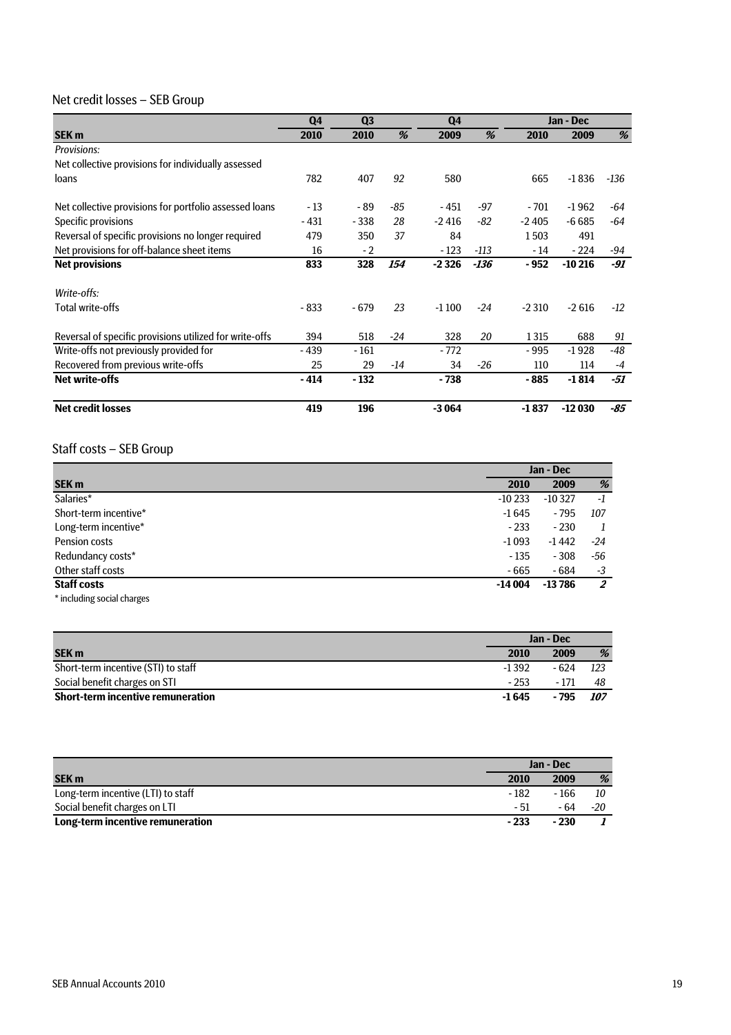## Net credit losses – SEB Group

| SEK m | Q4 2010 | Q3 2010 | % | Q4 2009 | % | Jan - Dec 2010 | Jan - Dec 2009 | % |
|---|---|---|---|---|---|---|---|---|
| *Provisions:* | | | | | | | | |
| Net collective provisions for individually assessed loans | 782 | 407 | *92* | 580 | | 665 | -1 836 | *-136* |
| Net collective provisions for portfolio assessed loans | - 13 | - 89 | *-85* | - 451 | *-97* | - 701 | -1 962 | *-64* |
| Specific provisions | - 431 | - 338 | *28* | -2 416 | *-82* | -2 405 | -6 685 | *-64* |
| Reversal of specific provisions no longer required | 479 | 350 | *37* | 84 | | 1 503 | 491 | |
| Net provisions for off-balance sheet items | 16 | - 2 | | - 123 | *-113* | - 14 | - 224 | *-94* |
| **Net provisions** | **833** | **328** | ***154*** | **-2 326** | ***-136*** | **- 952** | **-10 216** | ***-91*** |
| *Write-offs:* | | | | | | | | |
| Total write-offs | - 833 | - 679 | *23* | -1 100 | *-24* | -2 310 | -2 616 | *-12* |
| Reversal of specific provisions utilized for write-offs | 394 | 518 | *-24* | 328 | *20* | 1 315 | 688 | *91* |
| Write-offs not previously provided for | - 439 | - 161 | | - 772 | | - 995 | -1 928 | *-48* |
| Recovered from previous write-offs | 25 | 29 | *-14* | 34 | *-26* | 110 | 114 | *-4* |
| **Net write-offs** | **- 414** | **- 132** | | **- 738** | | **- 885** | **-1 814** | ***-51*** |
| **Net credit losses** | **419** | **196** | | **-3 064** | | **-1 837** | **-12 030** | ***-85*** |

## Staff costs – SEB Group

| SEK m | Jan - Dec 2010 | Jan - Dec 2009 | % |
|---|---|---|---|
| Salaries* | -10 233 | -10 327 | *-1* |
| Short-term incentive* | -1 645 | - 795 | *107* |
| Long-term incentive* | - 233 | - 230 | *1* |
| Pension costs | -1 093 | -1 442 | *-24* |
| Redundancy costs* | - 135 | - 308 | *-56* |
| Other staff costs | - 665 | - 684 | *-3* |
| **Staff costs** | **-14 004** | **-13 786** | ***2*** |

* including social charges

| SEK m | Jan - Dec 2010 | Jan - Dec 2009 | % |
|---|---|---|---|
| Short-term incentive (STI) to staff | -1 392 | - 624 | *123* |
| Social benefit charges on STI | - 253 | - 171 | *48* |
| **Short-term incentive remuneration** | **-1 645** | **- 795** | ***107*** |

| SEK m | Jan - Dec 2010 | Jan - Dec 2009 | % |
|---|---|---|---|
| Long-term incentive (LTI) to staff | - 182 | - 166 | *10* |
| Social benefit charges on LTI | - 51 | - 64 | *-20* |
| **Long-term incentive remuneration** | **- 233** | **- 230** | ***1*** |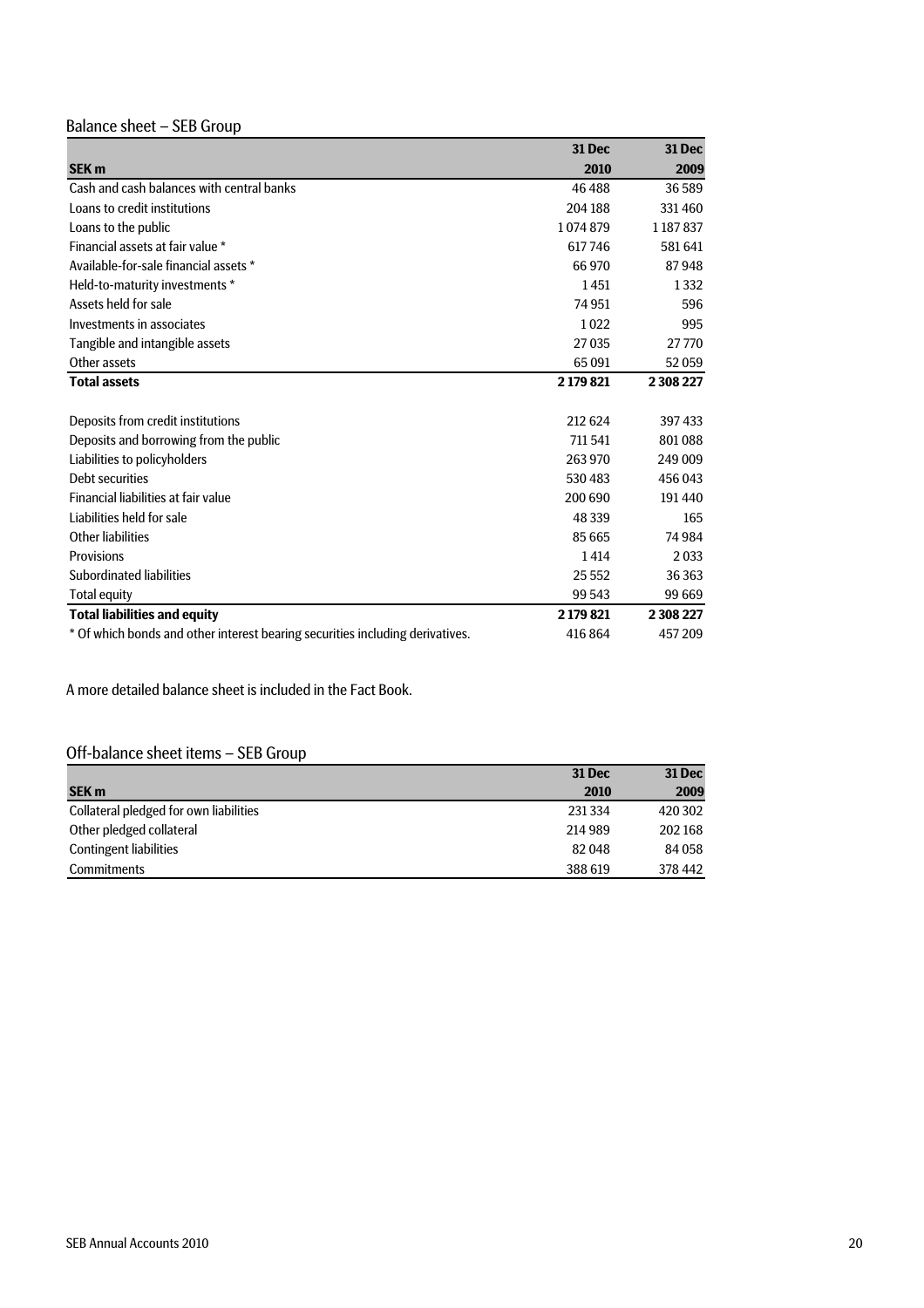## Balance sheet – SEB Group

| SEK m | 31 Dec 2010 | 31 Dec 2009 |
|---|---|---|
| Cash and cash balances with central banks | 46 488 | 36 589 |
| Loans to credit institutions | 204 188 | 331 460 |
| Loans to the public | 1 074 879 | 1 187 837 |
| Financial assets at fair value * | 617 746 | 581 641 |
| Available-for-sale financial assets * | 66 970 | 87 948 |
| Held-to-maturity investments * | 1 451 | 1 332 |
| Assets held for sale | 74 951 | 596 |
| Investments in associates | 1 022 | 995 |
| Tangible and intangible assets | 27 035 | 27 770 |
| Other assets | 65 091 | 52 059 |
| **Total assets** | **2 179 821** | **2 308 227** |
| | | |
| Deposits from credit institutions | 212 624 | 397 433 |
| Deposits and borrowing from the public | 711 541 | 801 088 |
| Liabilities to policyholders | 263 970 | 249 009 |
| Debt securities | 530 483 | 456 043 |
| Financial liabilities at fair value | 200 690 | 191 440 |
| Liabilities held for sale | 48 339 | 165 |
| Other liabilities | 85 665 | 74 984 |
| Provisions | 1 414 | 2 033 |
| Subordinated liabilities | 25 552 | 36 363 |
| Total equity | 99 543 | 99 669 |
| **Total liabilities and equity** | **2 179 821** | **2 308 227** |
| * Of which bonds and other interest bearing securities including derivatives. | 416 864 | 457 209 |

A more detailed balance sheet is included in the Fact Book.

## Off-balance sheet items – SEB Group

| SEK m | 31 Dec 2010 | 31 Dec 2009 |
|---|---|---|
| Collateral pledged for own liabilities | 231 334 | 420 302 |
| Other pledged collateral | 214 989 | 202 168 |
| Contingent liabilities | 82 048 | 84 058 |
| Commitments | 388 619 | 378 442 |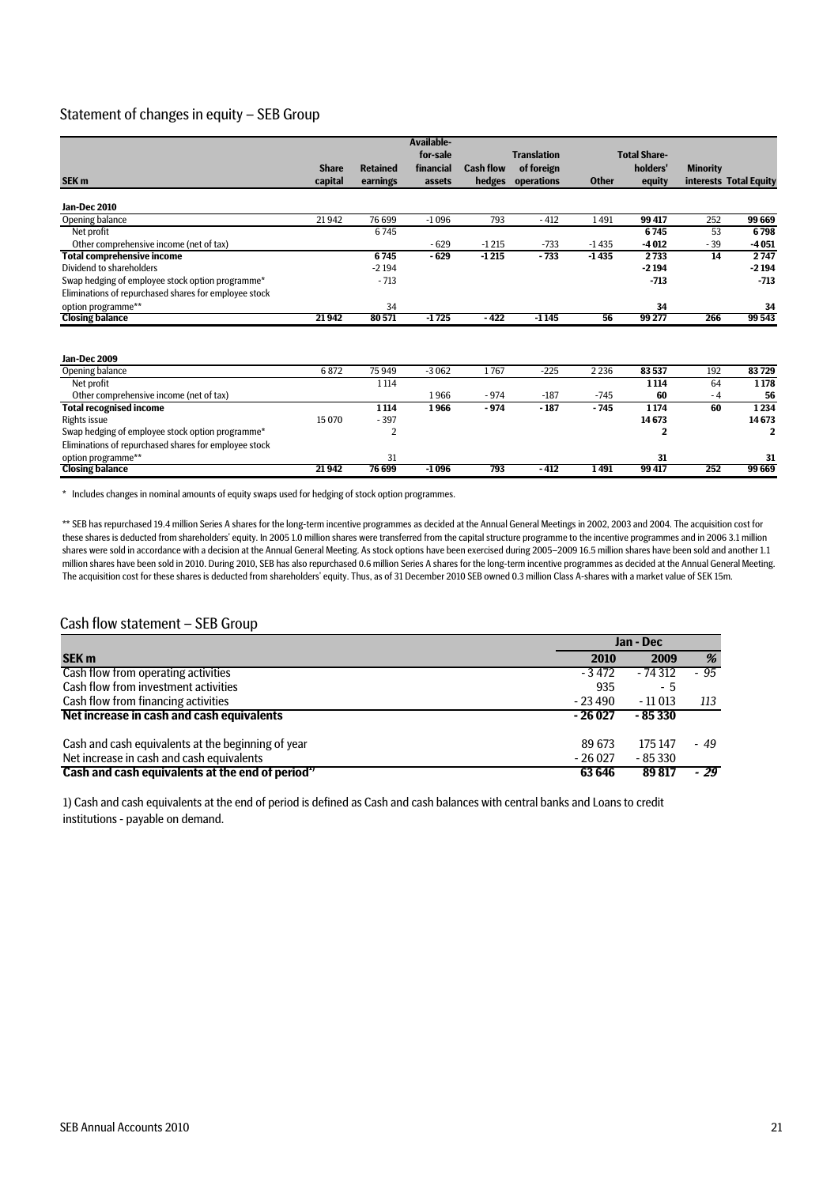## Statement of changes in equity – SEB Group

| SEK m | Share capital | Retained earnings | Available-for-sale financial assets | Cash flow hedges | Translation of foreign operations | Other | Total Share-holders' equity | Minority interests | Total Equity |
|---|---|---|---|---|---|---|---|---|---|
| **Jan-Dec 2010** | | | | | | | | | |
| Opening balance | 21 942 | 76 699 | -1 096 | 793 | - 412 | 1 491 | **99 417** | 252 | **99 669** |
| Net profit | | 6 745 | | | | | **6 745** | 53 | **6 798** |
| Other comprehensive income (net of tax) | | | - 629 | -1 215 | -733 | -1 435 | **-4 012** | - 39 | **-4 051** |
| **Total comprehensive income** | | **6 745** | **- 629** | **-1 215** | **- 733** | **-1 435** | **2 733** | **14** | **2 747** |
| Dividend to shareholders | | -2 194 | | | | | **-2 194** | | **-2 194** |
| Swap hedging of employee stock option programme* | | - 713 | | | | | **-713** | | **-713** |
| Eliminations of repurchased shares for employee stock option programme** | | 34 | | | | | **34** | | **34** |
| **Closing balance** | **21 942** | **80 571** | **-1 725** | **- 422** | **-1 145** | **56** | **99 277** | **266** | **99 543** |

| SEK m | Share capital | Retained earnings | Available-for-sale financial assets | Cash flow hedges | Translation of foreign operations | Other | Total Share-holders' equity | Minority interests | Total Equity |
|---|---|---|---|---|---|---|---|---|---|
| **Jan-Dec 2009** | | | | | | | | | |
| Opening balance | 6 872 | 75 949 | -3 062 | 1 767 | -225 | 2 236 | **83 537** | 192 | **83 729** |
| Net profit | | 1 114 | | | | | **1 114** | 64 | **1 178** |
| Other comprehensive income (net of tax) | | | 1 966 | - 974 | -187 | -745 | **60** | - 4 | **56** |
| **Total recognised income** | | **1 114** | **1 966** | **- 974** | **- 187** | **- 745** | **1 174** | **60** | **1 234** |
| Rights issue | 15 070 | - 397 | | | | | **14 673** | | **14 673** |
| Swap hedging of employee stock option programme* | | 2 | | | | | **2** | | **2** |
| Eliminations of repurchased shares for employee stock option programme** | | 31 | | | | | **31** | | **31** |
| **Closing balance** | **21 942** | **76 699** | **-1 096** | **793** | **- 412** | **1 491** | **99 417** | **252** | **99 669** |

\* Includes changes in nominal amounts of equity swaps used for hedging of stock option programmes.

** SEB has repurchased 19.4 million Series A shares for the long-term incentive programmes as decided at the Annual General Meetings in 2002, 2003 and 2004. The acquisition cost for these shares is deducted from shareholders' equity. In 2005 1.0 million shares were transferred from the capital structure programme to the incentive programmes and in 2006 3.1 million shares were sold in accordance with a decision at the Annual General Meeting. As stock options have been exercised during 2005–2009 16.5 million shares have been sold and another 1.1 million shares have been sold in 2010. During 2010, SEB has also repurchased 0.6 million Series A shares for the long-term incentive programmes as decided at the Annual General Meeting. The acquisition cost for these shares is deducted from shareholders' equity. Thus, as of 31 December 2010 SEB owned 0.3 million Class A-shares with a market value of SEK 15m.

## Cash flow statement – SEB Group

| | Jan - Dec | | |
|---|---|---|---|
| **SEK m** | **2010** | **2009** | ***%*** |
| Cash flow from operating activities | - 3 472 | - 74 312 | *- 95* |
| Cash flow from investment activities | 935 | - 5 | |
| Cash flow from financing activities | - 23 490 | - 11 013 | *113* |
| **Net increase in cash and cash equivalents** | **- 26 027** | **- 85 330** | |
| | | | |
| Cash and cash equivalents at the beginning of year | 89 673 | 175 147 | *- 49* |
| Net increase in cash and cash equivalents | - 26 027 | - 85 330 | |
| **Cash and cash equivalents at the end of period[1)]** | **63 646** | **89 817** | ***- 29*** |

1) Cash and cash equivalents at the end of period is defined as Cash and cash balances with central banks and Loans to credit institutions - payable on demand.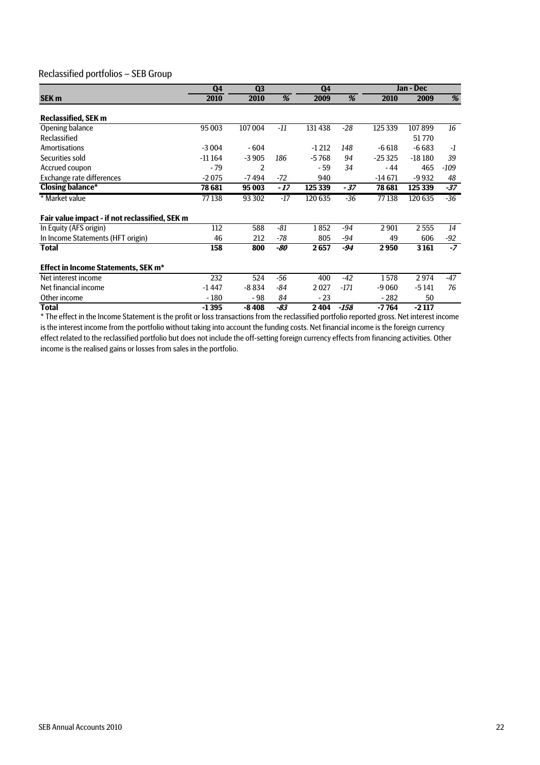## Reclassified portfolios – SEB Group

| SEK m | Q4 2010 | Q3 2010 | % | Q4 2009 | % | Jan - Dec 2010 | Jan - Dec 2009 | % |
|---|---|---|---|---|---|---|---|---|
| **Reclassified, SEK m** | | | | | | | | |
| Opening balance | 95 003 | 107 004 | *-11* | 131 438 | *-28* | 125 339 | 107 899 | *16* |
| Reclassified | | | | | | | 51 770 | |
| Amortisations | -3 004 | - 604 | | -1 212 | *148* | -6 618 | -6 683 | *-1* |
| Securities sold | -11 164 | -3 905 | *186* | -5 768 | *94* | -25 325 | -18 180 | *39* |
| Accrued coupon | - 79 | 2 | | - 59 | *34* | - 44 | 465 | *-109* |
| Exchange rate differences | -2 075 | -7 494 | *-72* | 940 | | -14 671 | -9 932 | *48* |
| **Closing balance*** | **78 681** | **95 003** | ***- 17*** | **125 339** | ***- 37*** | **78 681** | **125 339** | ***-37*** |
| * Market value | 77 138 | 93 302 | *-17* | 120 635 | *-36* | 77 138 | 120 635 | *-36* |
| **Fair value impact - if not reclassified, SEK m** | | | | | | | | |
| In Equity (AFS origin) | 112 | 588 | *-81* | 1 852 | *-94* | 2 901 | 2 555 | *14* |
| In Income Statements (HFT origin) | 46 | 212 | *-78* | 805 | *-94* | 49 | 606 | *-92* |
| **Total** | **158** | **800** | ***-80*** | **2 657** | ***-94*** | **2 950** | **3 161** | ***-7*** |
| **Effect in Income Statements, SEK m*** | | | | | | | | |
| Net interest income | 232 | 524 | *-56* | 400 | *-42* | 1 578 | 2 974 | *-47* |
| Net financial income | -1 447 | -8 834 | *-84* | 2 027 | *-171* | -9 060 | -5 141 | *76* |
| Other income | - 180 | - 98 | *84* | - 23 | | - 282 | 50 | |
| **Total** | **-1 395** | **-8 408** | ***-83*** | **2 404** | ***-158*** | **-7 764** | **-2 117** | |

* The effect in the Income Statement is the profit or loss transactions from the reclassified portfolio reported gross. Net interest income is the interest income from the portfolio without taking into account the funding costs. Net financial income is the foreign currency effect related to the reclassified portfolio but does not include the off-setting foreign currency effects from financing activities. Other income is the realised gains or losses from sales in the portfolio.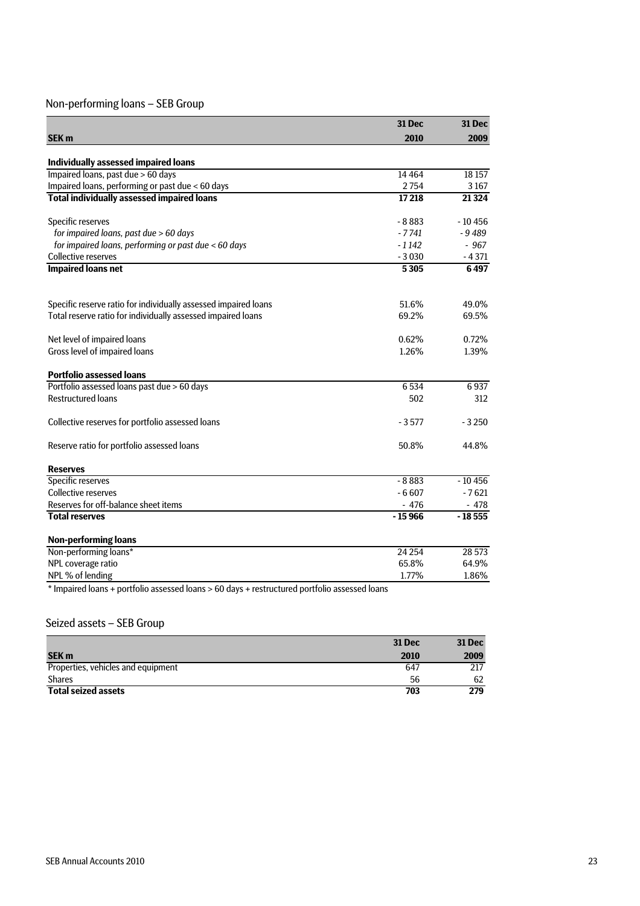## Non-performing loans – SEB Group

| SEK m | 31 Dec 2010 | 31 Dec 2009 |
|---|---|---|
| **Individually assessed impaired loans** | | |
| Impaired loans, past due > 60 days | 14 464 | 18 157 |
| Impaired loans, performing or past due < 60 days | 2 754 | 3 167 |
| **Total individually assessed impaired loans** | **17 218** | **21 324** |
| | | |
| Specific reserves | - 8 883 | - 10 456 |
| *for impaired loans, past due > 60 days* | *- 7 741* | *- 9 489* |
| *for impaired loans, performing or past due < 60 days* | *- 1 142* | *- 967* |
| Collective reserves | - 3 030 | - 4 371 |
| **Impaired loans net** | **5 305** | **6 497** |
| | | |
| Specific reserve ratio for individually assessed impaired loans | 51.6% | 49.0% |
| Total reserve ratio for individually assessed impaired loans | 69.2% | 69.5% |
| | | |
| Net level of impaired loans | 0.62% | 0.72% |
| Gross level of impaired loans | 1.26% | 1.39% |
| | | |
| **Portfolio assessed loans** | | |
| Portfolio assessed loans past due > 60 days | 6 534 | 6 937 |
| Restructured loans | 502 | 312 |
| | | |
| Collective reserves for portfolio assessed loans | - 3 577 | - 3 250 |
| | | |
| Reserve ratio for portfolio assessed loans | 50.8% | 44.8% |
| | | |
| **Reserves** | | |
| Specific reserves | - 8 883 | - 10 456 |
| Collective reserves | - 6 607 | - 7 621 |
| Reserves for off-balance sheet items | - 476 | - 478 |
| **Total reserves** | **- 15 966** | **- 18 555** |
| | | |
| **Non-performing loans** | | |
| Non-performing loans* | 24 254 | 28 573 |
| NPL coverage ratio | 65.8% | 64.9% |
| NPL % of lending | 1.77% | 1.86% |

\* Impaired loans + portfolio assessed loans > 60 days + restructured portfolio assessed loans

## Seized assets – SEB Group

| SEK m | 31 Dec 2010 | 31 Dec 2009 |
|---|---|---|
| Properties, vehicles and equipment | 647 | 217 |
| Shares | 56 | 62 |
| **Total seized assets** | **703** | **279** |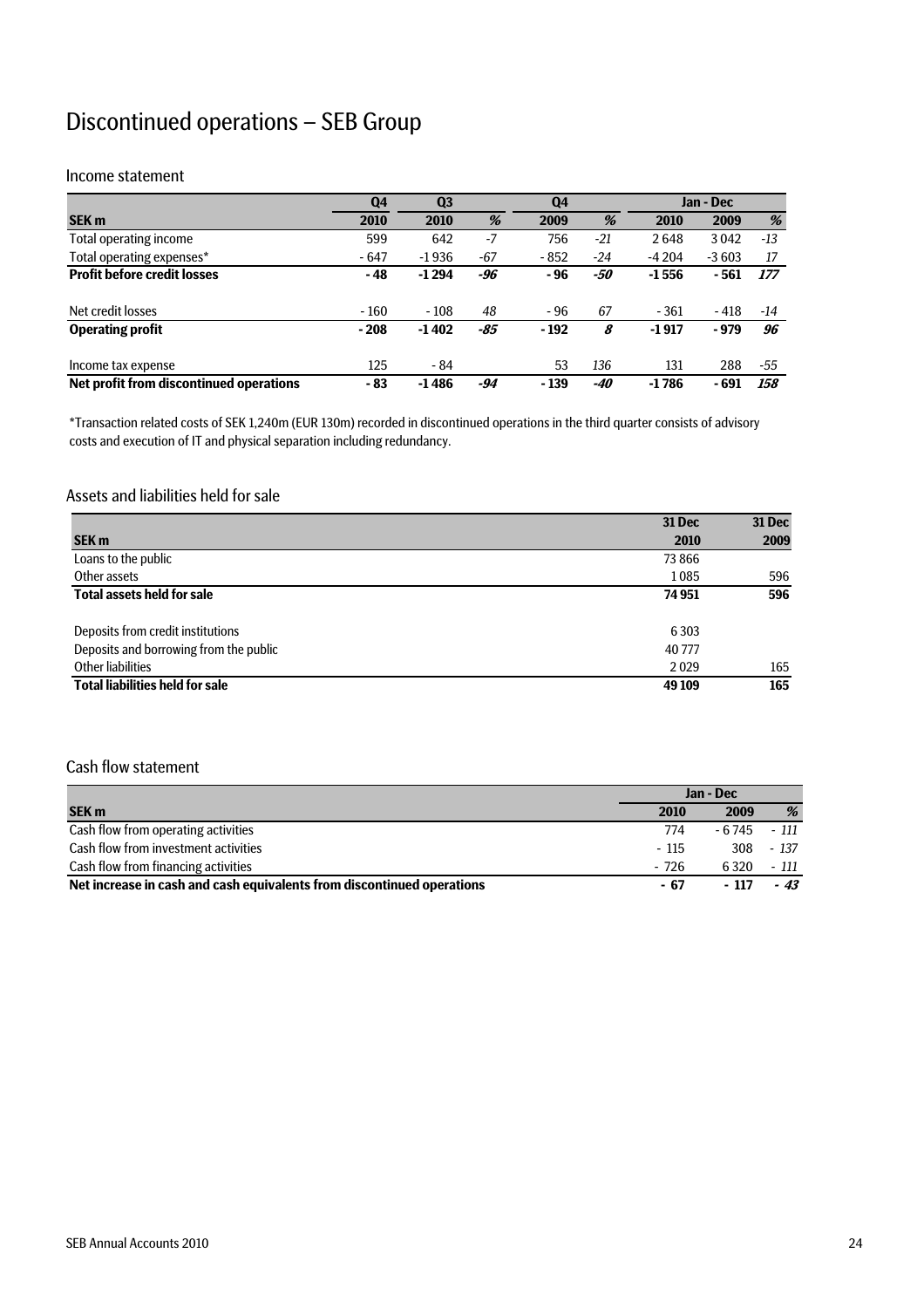# Discontinued operations – SEB Group

## Income statement

| SEK m | Q4 2010 | Q3 2010 | % | Q4 2009 | % | Jan - Dec 2010 | Jan - Dec 2009 | % |
|---|---|---|---|---|---|---|---|---|
| Total operating income | 599 | 642 | -7 | 756 | -21 | 2 648 | 3 042 | -13 |
| Total operating expenses* | - 647 | -1 936 | -67 | - 852 | -24 | -4 204 | -3 603 | 17 |
| **Profit before credit losses** | **- 48** | **-1 294** | ***-96*** | **- 96** | ***-50*** | **-1 556** | **- 561** | ***177*** |
| Net credit losses | - 160 | - 108 | 48 | - 96 | 67 | - 361 | - 418 | -14 |
| **Operating profit** | **- 208** | **-1 402** | ***-85*** | **- 192** | ***8*** | **-1 917** | **- 979** | ***96*** |
| Income tax expense | 125 | - 84 | | 53 | 136 | 131 | 288 | -55 |
| **Net profit from discontinued operations** | **- 83** | **-1 486** | ***-94*** | **- 139** | ***-40*** | **-1 786** | **- 691** | ***158*** |

*Transaction related costs of SEK 1,240m (EUR 130m) recorded in discontinued operations in the third quarter consists of advisory costs and execution of IT and physical separation including redundancy.

## Assets and liabilities held for sale

| SEK m | 31 Dec 2010 | 31 Dec 2009 |
|---|---|---|
| Loans to the public | 73 866 | |
| Other assets | 1 085 | 596 |
| **Total assets held for sale** | **74 951** | **596** |
| Deposits from credit institutions | 6 303 | |
| Deposits and borrowing from the public | 40 777 | |
| Other liabilities | 2 029 | 165 |
| **Total liabilities held for sale** | **49 109** | **165** |

## Cash flow statement

| SEK m | Jan - Dec 2010 | Jan - Dec 2009 | % |
|---|---|---|---|
| Cash flow from operating activities | 774 | - 6 745 | - 111 |
| Cash flow from investment activities | - 115 | 308 | - 137 |
| Cash flow from financing activities | - 726 | 6 320 | - 111 |
| **Net increase in cash and cash equivalents from discontinued operations** | **- 67** | **- 117** | ***- 43*** |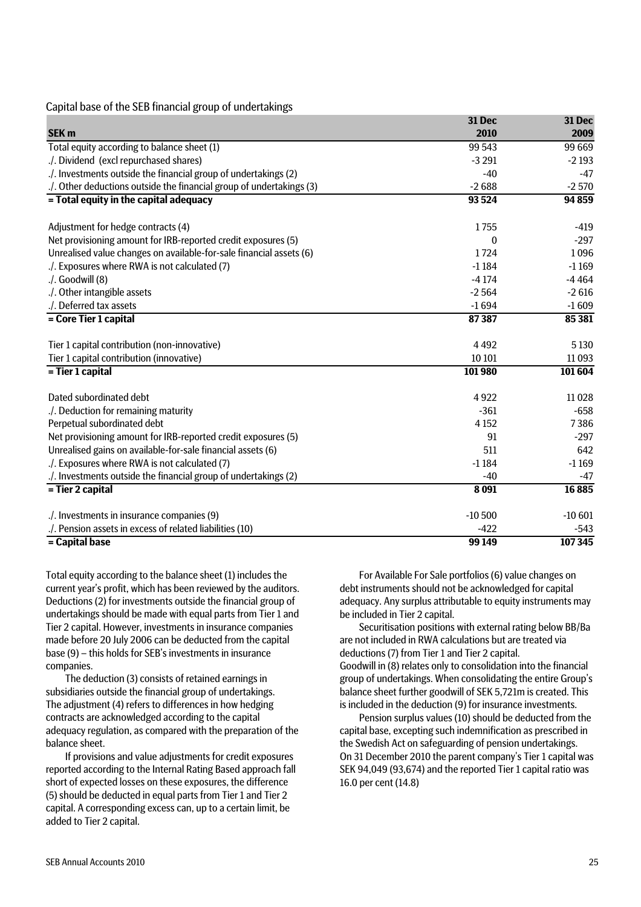Capital base of the SEB financial group of undertakings

| SEK m | 31 Dec 2010 | 31 Dec 2009 |
|---|---|---|
| Total equity according to balance sheet (1) | 99 543 | 99 669 |
| ./. Dividend (excl repurchased shares) | -3 291 | -2 193 |
| ./. Investments outside the financial group of undertakings (2) | -40 | -47 |
| ./. Other deductions outside the financial group of undertakings (3) | -2 688 | -2 570 |
| **= Total equity in the capital adequacy** | **93 524** | **94 859** |
| Adjustment for hedge contracts (4) | 1 755 | -419 |
| Net provisioning amount for IRB-reported credit exposures (5) | 0 | -297 |
| Unrealised value changes on available-for-sale financial assets (6) | 1 724 | 1 096 |
| ./. Exposures where RWA is not calculated (7) | -1 184 | -1 169 |
| ./. Goodwill (8) | -4 174 | -4 464 |
| ./. Other intangible assets | -2 564 | -2 616 |
| ./. Deferred tax assets | -1 694 | -1 609 |
| **= Core Tier 1 capital** | **87 387** | **85 381** |
| Tier 1 capital contribution (non-innovative) | 4 492 | 5 130 |
| Tier 1 capital contribution (innovative) | 10 101 | 11 093 |
| **= Tier 1 capital** | **101 980** | **101 604** |
| Dated subordinated debt | 4 922 | 11 028 |
| ./. Deduction for remaining maturity | -361 | -658 |
| Perpetual subordinated debt | 4 152 | 7 386 |
| Net provisioning amount for IRB-reported credit exposures (5) | 91 | -297 |
| Unrealised gains on available-for-sale financial assets (6) | 511 | 642 |
| ./. Exposures where RWA is not calculated (7) | -1 184 | -1 169 |
| ./. Investments outside the financial group of undertakings (2) | -40 | -47 |
| **= Tier 2 capital** | **8 091** | **16 885** |
| ./. Investments in insurance companies (9) | -10 500 | -10 601 |
| ./. Pension assets in excess of related liabilities (10) | -422 | -543 |
| **= Capital base** | **99 149** | **107 345** |

Total equity according to the balance sheet (1) includes the current year's profit, which has been reviewed by the auditors. Deductions (2) for investments outside the financial group of undertakings should be made with equal parts from Tier 1 and Tier 2 capital. However, investments in insurance companies made before 20 July 2006 can be deducted from the capital base (9) – this holds for SEB's investments in insurance companies.

The deduction (3) consists of retained earnings in subsidiaries outside the financial group of undertakings. The adjustment (4) refers to differences in how hedging contracts are acknowledged according to the capital adequacy regulation, as compared with the preparation of the balance sheet.

If provisions and value adjustments for credit exposures reported according to the Internal Rating Based approach fall short of expected losses on these exposures, the difference (5) should be deducted in equal parts from Tier 1 and Tier 2 capital. A corresponding excess can, up to a certain limit, be added to Tier 2 capital.

For Available For Sale portfolios (6) value changes on debt instruments should not be acknowledged for capital adequacy. Any surplus attributable to equity instruments may be included in Tier 2 capital.

Securitisation positions with external rating below BB/Ba are not included in RWA calculations but are treated via deductions (7) from Tier 1 and Tier 2 capital.
Goodwill in (8) relates only to consolidation into the financial group of undertakings. When consolidating the entire Group's balance sheet further goodwill of SEK 5,721m is created. This is included in the deduction (9) for insurance investments.

Pension surplus values (10) should be deducted from the capital base, excepting such indemnification as prescribed in the Swedish Act on safeguarding of pension undertakings.
On 31 December 2010 the parent company's Tier 1 capital was SEK 94,049 (93,674) and the reported Tier 1 capital ratio was 16.0 per cent (14.8)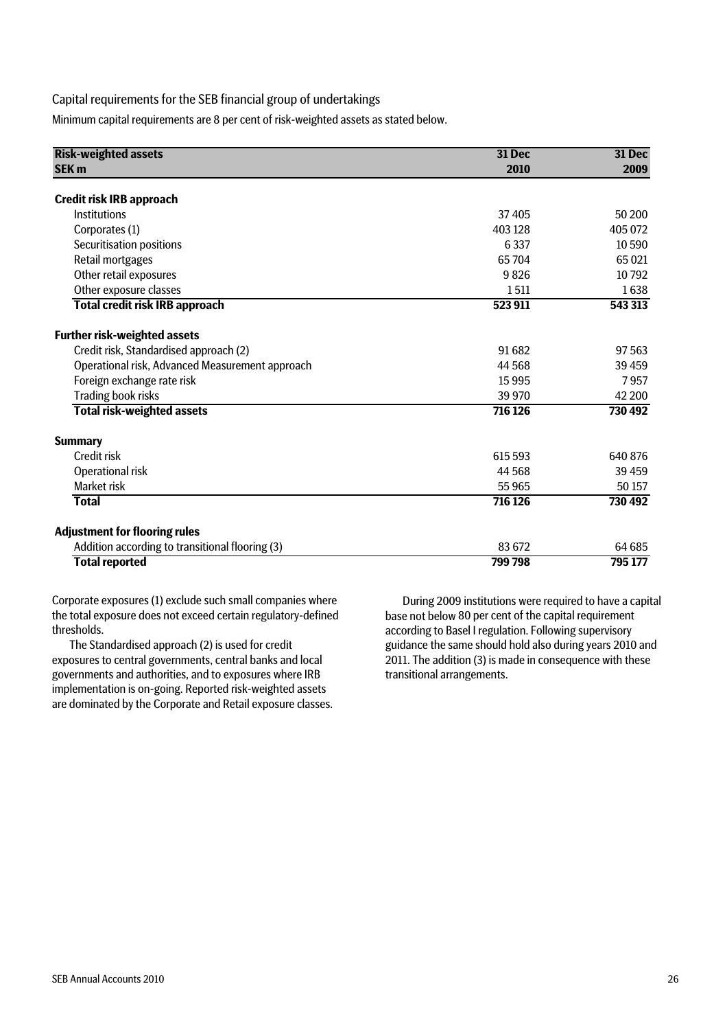## Capital requirements for the SEB financial group of undertakings

Minimum capital requirements are 8 per cent of risk-weighted assets as stated below.

| **Risk-weighted assets**<br>**SEK m** | **31 Dec 2010** | **31 Dec 2009** |
|---|---|---|
| **Credit risk IRB approach** | | |
| Institutions | 37 405 | 50 200 |
| Corporates (1) | 403 128 | 405 072 |
| Securitisation positions | 6 337 | 10 590 |
| Retail mortgages | 65 704 | 65 021 |
| Other retail exposures | 9 826 | 10 792 |
| Other exposure classes | 1 511 | 1 638 |
| **Total credit risk IRB approach** | **523 911** | **543 313** |
| **Further risk-weighted assets** | | |
| Credit risk, Standardised approach (2) | 91 682 | 97 563 |
| Operational risk, Advanced Measurement approach | 44 568 | 39 459 |
| Foreign exchange rate risk | 15 995 | 7 957 |
| Trading book risks | 39 970 | 42 200 |
| **Total risk-weighted assets** | **716 126** | **730 492** |
| **Summary** | | |
| Credit risk | 615 593 | 640 876 |
| Operational risk | 44 568 | 39 459 |
| Market risk | 55 965 | 50 157 |
| **Total** | **716 126** | **730 492** |
| **Adjustment for flooring rules** | | |
| Addition according to transitional flooring (3) | 83 672 | 64 685 |
| **Total reported** | **799 798** | **795 177** |

Corporate exposures (1) exclude such small companies where the total exposure does not exceed certain regulatory-defined thresholds.

The Standardised approach (2) is used for credit exposures to central governments, central banks and local governments and authorities, and to exposures where IRB implementation is on-going. Reported risk-weighted assets are dominated by the Corporate and Retail exposure classes.

During 2009 institutions were required to have a capital base not below 80 per cent of the capital requirement according to Basel I regulation. Following supervisory guidance the same should hold also during years 2010 and 2011. The addition (3) is made in consequence with these transitional arrangements.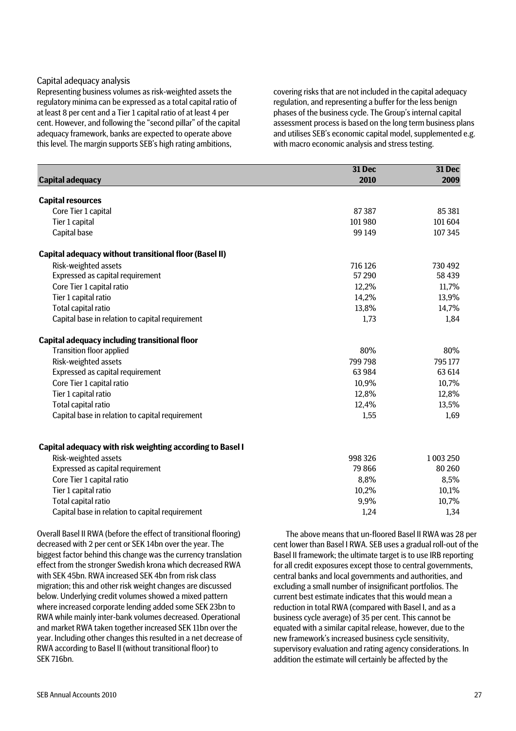## Capital adequacy analysis

Representing business volumes as risk-weighted assets the regulatory minima can be expressed as a total capital ratio of at least 8 per cent and a Tier 1 capital ratio of at least 4 per cent. However, and following the "second pillar" of the capital adequacy framework, banks are expected to operate above this level. The margin supports SEB's high rating ambitions, covering risks that are not included in the capital adequacy regulation, and representing a buffer for the less benign phases of the business cycle. The Group's internal capital assessment process is based on the long term business plans and utilises SEB's economic capital model, supplemented e.g. with macro economic analysis and stress testing.

| Capital adequacy | 31 Dec 2010 | 31 Dec 2009 |
|---|---|---|
| **Capital resources** | | |
| Core Tier 1 capital | 87 387 | 85 381 |
| Tier 1 capital | 101 980 | 101 604 |
| Capital base | 99 149 | 107 345 |
| **Capital adequacy without transitional floor (Basel II)** | | |
| Risk-weighted assets | 716 126 | 730 492 |
| Expressed as capital requirement | 57 290 | 58 439 |
| Core Tier 1 capital ratio | 12,2% | 11,7% |
| Tier 1 capital ratio | 14,2% | 13,9% |
| Total capital ratio | 13,8% | 14,7% |
| Capital base in relation to capital requirement | 1,73 | 1,84 |
| **Capital adequacy including transitional floor** | | |
| Transition floor applied | 80% | 80% |
| Risk-weighted assets | 799 798 | 795 177 |
| Expressed as capital requirement | 63 984 | 63 614 |
| Core Tier 1 capital ratio | 10,9% | 10,7% |
| Tier 1 capital ratio | 12,8% | 12,8% |
| Total capital ratio | 12,4% | 13,5% |
| Capital base in relation to capital requirement | 1,55 | 1,69 |
| **Capital adequacy with risk weighting according to Basel I** | | |
| Risk-weighted assets | 998 326 | 1 003 250 |
| Expressed as capital requirement | 79 866 | 80 260 |
| Core Tier 1 capital ratio | 8,8% | 8,5% |
| Tier 1 capital ratio | 10,2% | 10,1% |
| Total capital ratio | 9,9% | 10,7% |
| Capital base in relation to capital requirement | 1,24 | 1,34 |

Overall Basel II RWA (before the effect of transitional flooring) decreased with 2 per cent or SEK 14bn over the year. The biggest factor behind this change was the currency translation effect from the stronger Swedish krona which decreased RWA with SEK 45bn. RWA increased SEK 4bn from risk class migration; this and other risk weight changes are discussed below. Underlying credit volumes showed a mixed pattern where increased corporate lending added some SEK 23bn to RWA while mainly inter-bank volumes decreased. Operational and market RWA taken together increased SEK 11bn over the year. Including other changes this resulted in a net decrease of RWA according to Basel II (without transitional floor) to SEK 716bn.

The above means that un-floored Basel II RWA was 28 per cent lower than Basel I RWA. SEB uses a gradual roll-out of the Basel II framework; the ultimate target is to use IRB reporting for all credit exposures except those to central governments, central banks and local governments and authorities, and excluding a small number of insignificant portfolios. The current best estimate indicates that this would mean a reduction in total RWA (compared with Basel I, and as a business cycle average) of 35 per cent. This cannot be equated with a similar capital release, however, due to the new framework's increased business cycle sensitivity, supervisory evaluation and rating agency considerations. In addition the estimate will certainly be affected by the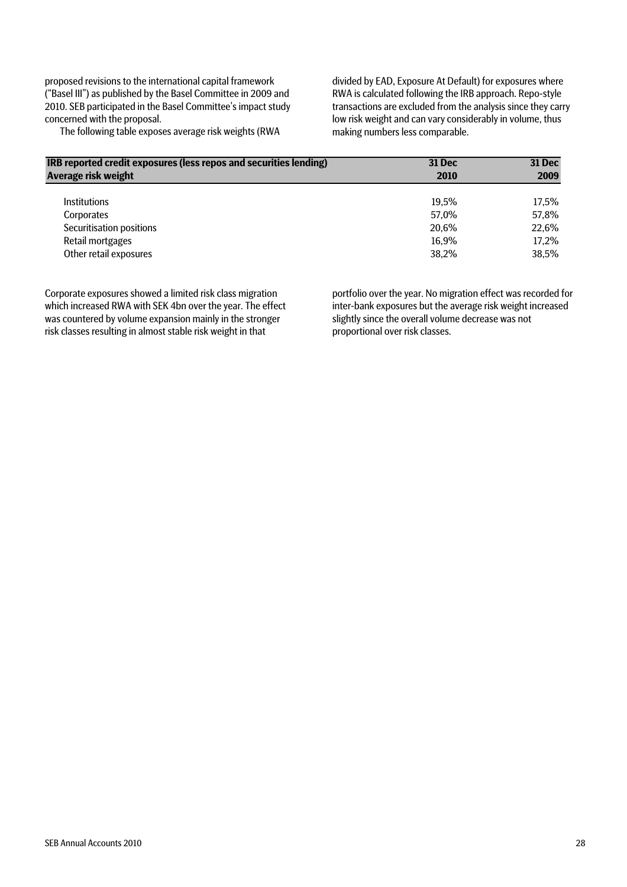proposed revisions to the international capital framework ("Basel III") as published by the Basel Committee in 2009 and 2010. SEB participated in the Basel Committee's impact study concerned with the proposal.

The following table exposes average risk weights (RWA divided by EAD, Exposure At Default) for exposures where RWA is calculated following the IRB approach. Repo-style transactions are excluded from the analysis since they carry low risk weight and can vary considerably in volume, thus making numbers less comparable.

| **IRB reported credit exposures (less repos and securities lending)**<br>**Average risk weight** | **31 Dec 2010** | **31 Dec 2009** |
|---|---|---|
| Institutions | 19,5% | 17,5% |
| Corporates | 57,0% | 57,8% |
| Securitisation positions | 20,6% | 22,6% |
| Retail mortgages | 16,9% | 17,2% |
| Other retail exposures | 38,2% | 38,5% |

Corporate exposures showed a limited risk class migration which increased RWA with SEK 4bn over the year. The effect was countered by volume expansion mainly in the stronger risk classes resulting in almost stable risk weight in that portfolio over the year. No migration effect was recorded for inter-bank exposures but the average risk weight increased slightly since the overall volume decrease was not proportional over risk classes.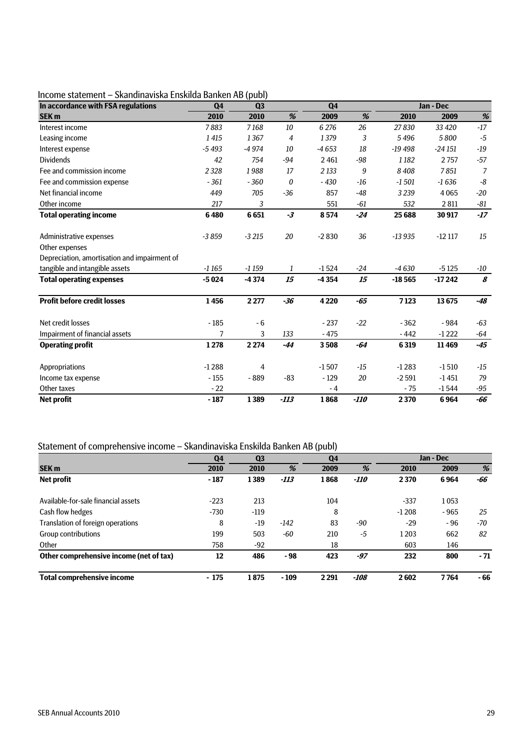## Income statement – Skandinaviska Enskilda Banken AB (publ)

| In accordance with FSA regulations | Q4 | Q3 | | Q4 | | Jan - Dec | | |
|---|---|---|---|---|---|---|---|---|
| **SEK m** | **2010** | **2010** | **%** | **2009** | **%** | **2010** | **2009** | **%** |
| Interest income | *7 883* | *7 168* | *10* | *6 276* | *26* | *27 830* | *33 420* | *-17* |
| Leasing income | *1 415* | *1 367* | *4* | *1 379* | *3* | *5 496* | *5 800* | *-5* |
| Interest expense | *-5 493* | *-4 974* | *10* | *-4 653* | *18* | *-19 498* | *-24 151* | *-19* |
| Dividends | *42* | *754* | *-94* | 2 461 | *-98* | *1 182* | 2 757 | *-57* |
| Fee and commission income | *2 328* | *1 988* | *17* | 2 133 | *9* | *8 408* | 7 851 | *7* |
| Fee and commission expense | *- 361* | *- 360* | *0* | - 430 | *-16* | *-1 501* | *-1 636* | *-8* |
| Net financial income | *449* | *705* | *-36* | 857 | *-48* | *3 239* | 4 065 | *-20* |
| Other income | *217* | *3* | | 551 | *-61* | *532* | 2 811 | *-81* |
| **Total operating income** | **6 480** | **6 651** | ***-3*** | **8 574** | ***-24*** | **25 688** | **30 917** | ***-17*** |
| | | | | | | | | |
| Administrative expenses | *-3 859* | *-3 215* | *20* | -2 830 | *36* | *-13 935* | -12 117 | *15* |
| Other expenses | | | | | | | | |
| Depreciation, amortisation and impairment of tangible and intangible assets | *-1 165* | *-1 159* | *1* | -1 524 | *-24* | *-4 630* | -5 125 | *-10* |
| **Total operating expenses** | **-5 024** | **-4 374** | ***15*** | **-4 354** | ***15*** | **-18 565** | **-17 242** | ***8*** |
| | | | | | | | | |
| **Profit before credit losses** | **1 456** | **2 277** | ***-36*** | **4 220** | ***-65*** | **7 123** | **13 675** | ***-48*** |
| | | | | | | | | |
| Net credit losses | - 185 | - 6 | | - 237 | *-22* | - 362 | - 984 | *-63* |
| Impairment of financial assets | 7 | 3 | *133* | - 475 | | - 442 | -1 222 | *-64* |
| **Operating profit** | **1 278** | **2 274** | ***-44*** | **3 508** | ***-64*** | **6 319** | **11 469** | ***-45*** |
| | | | | | | | | |
| Appropriations | -1 288 | 4 | | -1 507 | *-15* | -1 283 | -1 510 | *-15* |
| Income tax expense | - 155 | - 889 | -83 | - 129 | *20* | -2 591 | -1 451 | *79* |
| Other taxes | - 22 | | | - 4 | | - 75 | -1 544 | *-95* |
| **Net profit** | **- 187** | **1 389** | ***-113*** | **1 868** | ***-110*** | **2 370** | **6 964** | ***-66*** |

## Statement of comprehensive income – Skandinaviska Enskilda Banken AB (publ)

| | Q4 | Q3 | | Q4 | | Jan - Dec | | |
|---|---|---|---|---|---|---|---|---|
| **SEK m** | **2010** | **2010** | **%** | **2009** | **%** | **2010** | **2009** | **%** |
| **Net profit** | **- 187** | **1 389** | ***-113*** | **1 868** | ***-110*** | **2 370** | **6 964** | ***-66*** |
| | | | | | | | | |
| Available-for-sale financial assets | -223 | 213 | | 104 | | -337 | 1 053 | |
| Cash flow hedges | -730 | -119 | | 8 | | -1 208 | - 965 | *25* |
| Translation of foreign operations | 8 | -19 | *-142* | 83 | *-90* | -29 | - 96 | *-70* |
| Group contributions | 199 | 503 | *-60* | 210 | *-5* | 1 203 | 662 | *82* |
| Other | 758 | -92 | | 18 | | 603 | 146 | |
| **Other comprehensive income (net of tax)** | **12** | **486** | **- 98** | **423** | ***-97*** | **232** | **800** | **- 71** |
| | | | | | | | | |
| **Total comprehensive income** | **- 175** | **1 875** | **- 109** | **2 291** | ***-108*** | **2 602** | **7 764** | **- 66** |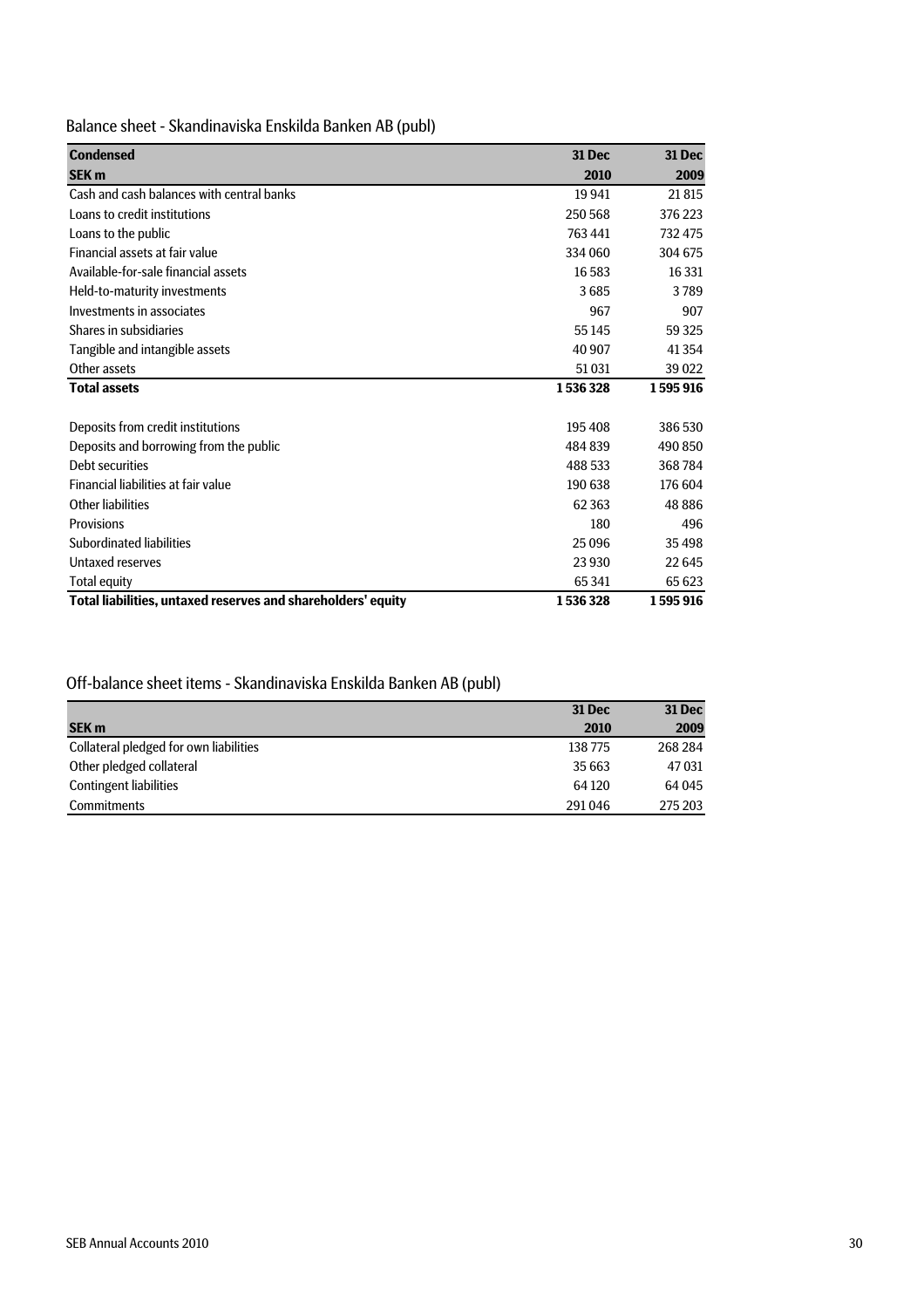## Balance sheet - Skandinaviska Enskilda Banken AB (publ)

| **Condensed**<br>**SEK m** | **31 Dec**<br>**2010** | **31 Dec**<br>**2009** |
|---|---|---|
| Cash and cash balances with central banks | 19 941 | 21 815 |
| Loans to credit institutions | 250 568 | 376 223 |
| Loans to the public | 763 441 | 732 475 |
| Financial assets at fair value | 334 060 | 304 675 |
| Available-for-sale financial assets | 16 583 | 16 331 |
| Held-to-maturity investments | 3 685 | 3 789 |
| Investments in associates | 967 | 907 |
| Shares in subsidiaries | 55 145 | 59 325 |
| Tangible and intangible assets | 40 907 | 41 354 |
| Other assets | 51 031 | 39 022 |
| **Total assets** | **1 536 328** | **1 595 916** |
| | | |
| Deposits from credit institutions | 195 408 | 386 530 |
| Deposits and borrowing from the public | 484 839 | 490 850 |
| Debt securities | 488 533 | 368 784 |
| Financial liabilities at fair value | 190 638 | 176 604 |
| Other liabilities | 62 363 | 48 886 |
| Provisions | 180 | 496 |
| Subordinated liabilities | 25 096 | 35 498 |
| Untaxed reserves | 23 930 | 22 645 |
| Total equity | 65 341 | 65 623 |
| **Total liabilities, untaxed reserves and shareholders' equity** | **1 536 328** | **1 595 916** |

## Off-balance sheet items - Skandinaviska Enskilda Banken AB (publ)

| **SEK m** | **31 Dec**<br>**2010** | **31 Dec**<br>**2009** |
|---|---|---|
| Collateral pledged for own liabilities | 138 775 | 268 284 |
| Other pledged collateral | 35 663 | 47 031 |
| Contingent liabilities | 64 120 | 64 045 |
| Commitments | 291 046 | 275 203 |